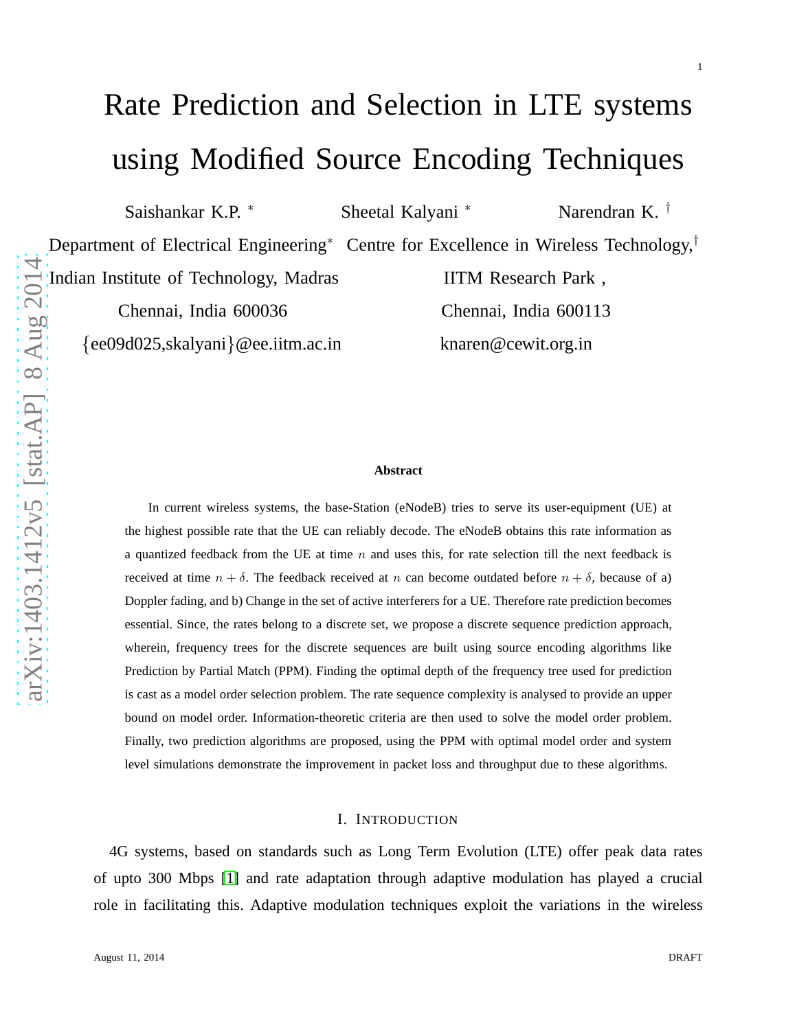# Rate Prediction and Selection in LTE systems using Modified Source Encoding Techniques

Saishankar K.P. [*] Sheetal Kalyani [*] Narendran K. [†]

Department of Electrical Engineering[*]
Indian Institute of Technology, Madras
Chennai, India 600036
{ee09d025,skalyani}@ee.iitm.ac.in

Centre for Excellence in Wireless Technology,[†]
IITM Research Park ,
Chennai, India 600113
knaren@cewit.org.in

arXiv:1403.1412v5 [stat.AP] 8 Aug 2014

### Abstract

In current wireless systems, the base-Station (eNodeB) tries to serve its user-equipment (UE) at the highest possible rate that the UE can reliably decode. The eNodeB obtains this rate information as a quantized feedback from the UE at time $n$ and uses this, for rate selection till the next feedback is received at time $n + \delta$. The feedback received at $n$ can become outdated before $n + \delta$, because of a) Doppler fading, and b) Change in the set of active interferers for a UE. Therefore rate prediction becomes essential. Since, the rates belong to a discrete set, we propose a discrete sequence prediction approach, wherein, frequency trees for the discrete sequences are built using source encoding algorithms like Prediction by Partial Match (PPM). Finding the optimal depth of the frequency tree used for prediction is cast as a model order selection problem. The rate sequence complexity is analysed to provide an upper bound on model order. Information-theoretic criteria are then used to solve the model order problem. Finally, two prediction algorithms are proposed, using the PPM with optimal model order and system level simulations demonstrate the improvement in packet loss and throughput due to these algorithms.

## I. Introduction

4G systems, based on standards such as Long Term Evolution (LTE) offer peak data rates of upto 300 Mbps [1] and rate adaptation through adaptive modulation has played a crucial role in facilitating this. Adaptive modulation techniques exploit the variations in the wireless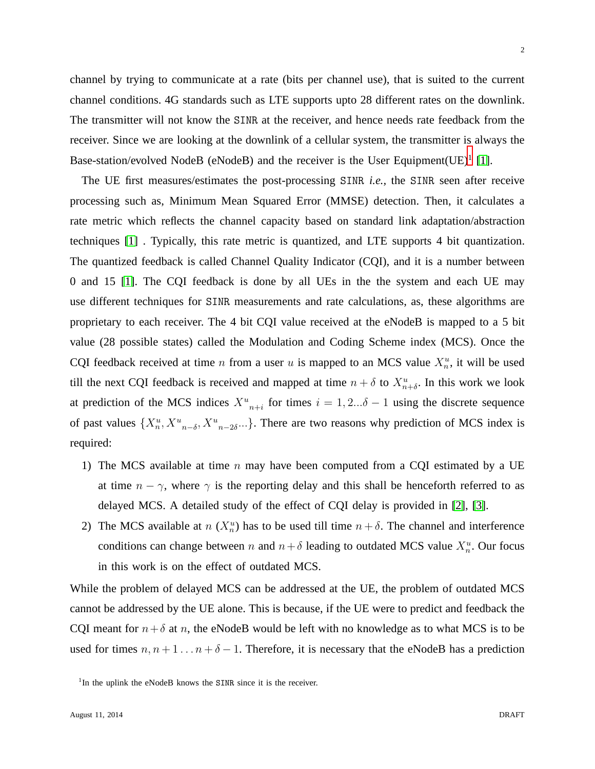channel by trying to communicate at a rate (bits per channel use), that is suited to the current channel conditions. 4G standards such as LTE supports upto 28 different rates on the downlink. The transmitter will not know the SINR at the receiver, and hence needs rate feedback from the receiver. Since we are looking at the downlink of a cellular system, the transmitter is always the Base-station/evolved NodeB (eNodeB) and the receiver is the User Equipment(UE)[1] [1].

The UE first measures/estimates the post-processing SINR *i.e.*, the SINR seen after receive processing such as, Minimum Mean Squared Error (MMSE) detection. Then, it calculates a rate metric which reflects the channel capacity based on standard link adaptation/abstraction techniques [1] . Typically, this rate metric is quantized, and LTE supports 4 bit quantization. The quantized feedback is called Channel Quality Indicator (CQI), and it is a number between 0 and 15 [1]. The CQI feedback is done by all UEs in the the system and each UE may use different techniques for SINR measurements and rate calculations, as, these algorithms are proprietary to each receiver. The 4 bit CQI value received at the eNodeB is mapped to a 5 bit value (28 possible states) called the Modulation and Coding Scheme index (MCS). Once the CQI feedback received at time $n$ from a user $u$ is mapped to an MCS value $X_n^u$, it will be used till the next CQI feedback is received and mapped at time $n+\delta$ to $X_{n+\delta}^u$. In this work we look at prediction of the MCS indices ${X^u}_{n+i}$ for times $i = 1, 2...\delta - 1$ using the discrete sequence of past values $\{X_n^u, {X^u}_{n-\delta}, {X^u}_{n-2\delta}...\}$. There are two reasons why prediction of MCS index is required:

1) The MCS available at time $n$ may have been computed from a CQI estimated by a UE at time $n - \gamma$, where $\gamma$ is the reporting delay and this shall be henceforth referred to as delayed MCS. A detailed study of the effect of CQI delay is provided in [2], [3].
2) The MCS available at $n$ ($X_n^u$) has to be used till time $n + \delta$. The channel and interference conditions can change between $n$ and $n + \delta$ leading to outdated MCS value $X_n^u$. Our focus in this work is on the effect of outdated MCS.

While the problem of delayed MCS can be addressed at the UE, the problem of outdated MCS cannot be addressed by the UE alone. This is because, if the UE were to predict and feedback the CQI meant for $n+\delta$ at $n$, the eNodeB would be left with no knowledge as to what MCS is to be used for times $n, n+1 \ldots n+\delta-1$. Therefore, it is necessary that the eNodeB has a prediction

[1] In the uplink the eNodeB knows the SINR since it is the receiver.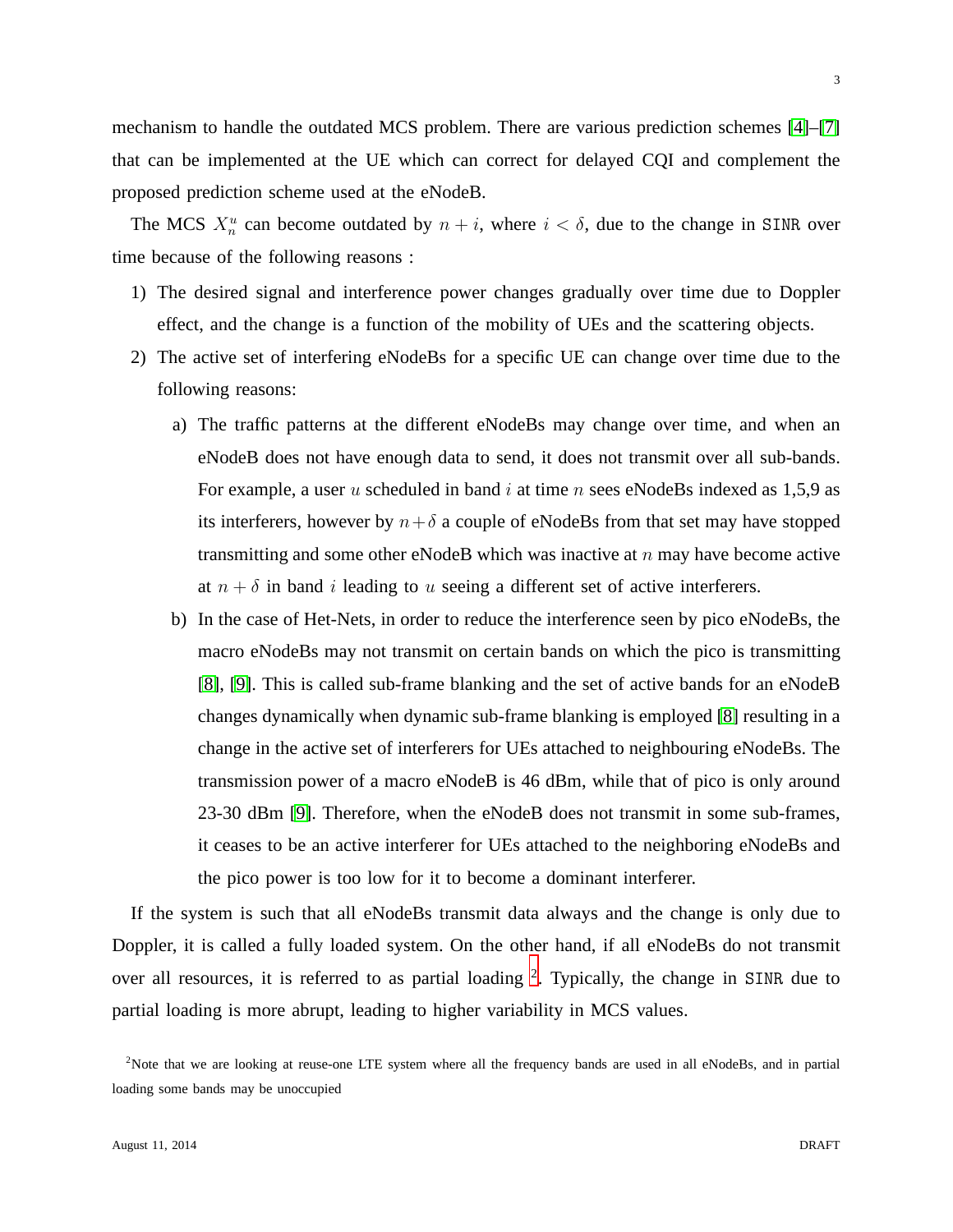mechanism to handle the outdated MCS problem. There are various prediction schemes [4]–[7] that can be implemented at the UE which can correct for delayed CQI and complement the proposed prediction scheme used at the eNodeB.

The MCS $X_n^u$ can become outdated by $n+i$, where $i < \delta$, due to the change in $\texttt{SINR}$ over time because of the following reasons :

1) The desired signal and interference power changes gradually over time due to Doppler effect, and the change is a function of the mobility of UEs and the scattering objects.
2) The active set of interfering eNodeBs for a specific UE can change over time due to the following reasons:
   a) The traffic patterns at the different eNodeBs may change over time, and when an eNodeB does not have enough data to send, it does not transmit over all sub-bands. For example, a user $u$ scheduled in band $i$ at time $n$ sees eNodeBs indexed as 1,5,9 as its interferers, however by $n+\delta$ a couple of eNodeBs from that set may have stopped transmitting and some other eNodeB which was inactive at $n$ may have become active at $n+\delta$ in band $i$ leading to $u$ seeing a different set of active interferers.
   b) In the case of Het-Nets, in order to reduce the interference seen by pico eNodeBs, the macro eNodeBs may not transmit on certain bands on which the pico is transmitting [8], [9]. This is called sub-frame blanking and the set of active bands for an eNodeB changes dynamically when dynamic sub-frame blanking is employed [8] resulting in a change in the active set of interferers for UEs attached to neighbouring eNodeBs. The transmission power of a macro eNodeB is 46 dBm, while that of pico is only around 23-30 dBm [9]. Therefore, when the eNodeB does not transmit in some sub-frames, it ceases to be an active interferer for UEs attached to the neighboring eNodeBs and the pico power is too low for it to become a dominant interferer.

If the system is such that all eNodeBs transmit data always and the change is only due to Doppler, it is called a fully loaded system. On the other hand, if all eNodeBs do not transmit over all resources, it is referred to as partial loading [2]. Typically, the change in $\texttt{SINR}$ due to partial loading is more abrupt, leading to higher variability in MCS values.

[2]Note that we are looking at reuse-one LTE system where all the frequency bands are used in all eNodeBs, and in partial loading some bands may be unoccupied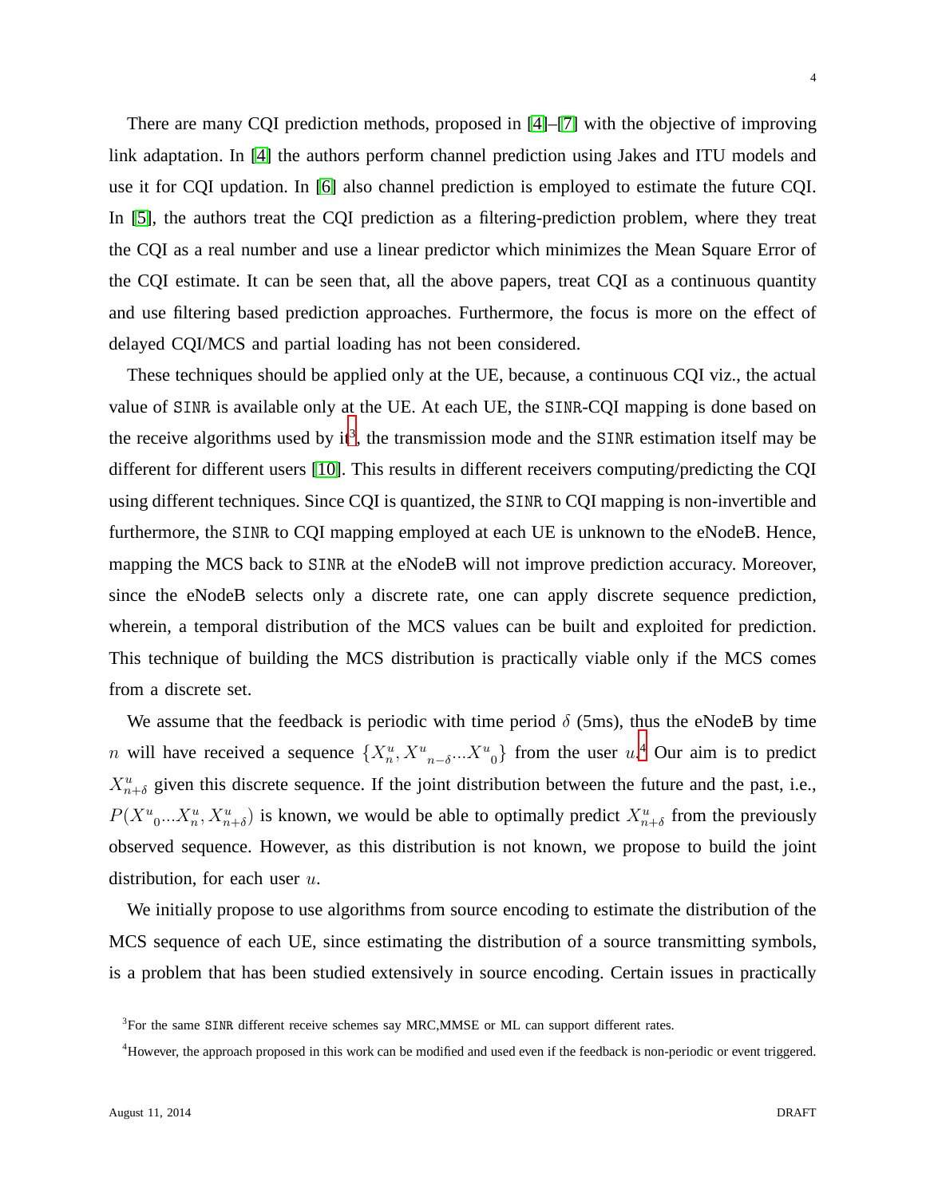There are many CQI prediction methods, proposed in [4]–[7] with the objective of improving link adaptation. In [4] the authors perform channel prediction using Jakes and ITU models and use it for CQI updation. In [6] also channel prediction is employed to estimate the future CQI. In [5], the authors treat the CQI prediction as a filtering-prediction problem, where they treat the CQI as a real number and use a linear predictor which minimizes the Mean Square Error of the CQI estimate. It can be seen that, all the above papers, treat CQI as a continuous quantity and use filtering based prediction approaches. Furthermore, the focus is more on the effect of delayed CQI/MCS and partial loading has not been considered.

These techniques should be applied only at the UE, because, a continuous CQI viz., the actual value of SINR is available only at the UE. At each UE, the SINR-CQI mapping is done based on the receive algorithms used by it[3], the transmission mode and the SINR estimation itself may be different for different users [10]. This results in different receivers computing/predicting the CQI using different techniques. Since CQI is quantized, the SINR to CQI mapping is non-invertible and furthermore, the SINR to CQI mapping employed at each UE is unknown to the eNodeB. Hence, mapping the MCS back to SINR at the eNodeB will not improve prediction accuracy. Moreover, since the eNodeB selects only a discrete rate, one can apply discrete sequence prediction, wherein, a temporal distribution of the MCS values can be built and exploited for prediction. This technique of building the MCS distribution is practically viable only if the MCS comes from a discrete set.

We assume that the feedback is periodic with time period $\delta$ (5ms), thus the eNodeB by time $n$ will have received a sequence $\{X_n^u, {X^u}_{n-\delta} ... {X^u}_0\}$ from the user $u$.[4] Our aim is to predict $X_{n+\delta}^u$ given this discrete sequence. If the joint distribution between the future and the past, i.e., $P({X^u}_0 ... X_n^u, X_{n+\delta}^u)$ is known, we would be able to optimally predict $X_{n+\delta}^u$ from the previously observed sequence. However, as this distribution is not known, we propose to build the joint distribution, for each user $u$.

We initially propose to use algorithms from source encoding to estimate the distribution of the MCS sequence of each UE, since estimating the distribution of a source transmitting symbols, is a problem that has been studied extensively in source encoding. Certain issues in practically

[3]For the same SINR different receive schemes say MRC,MMSE or ML can support different rates.

[4]However, the approach proposed in this work can be modified and used even if the feedback is non-periodic or event triggered.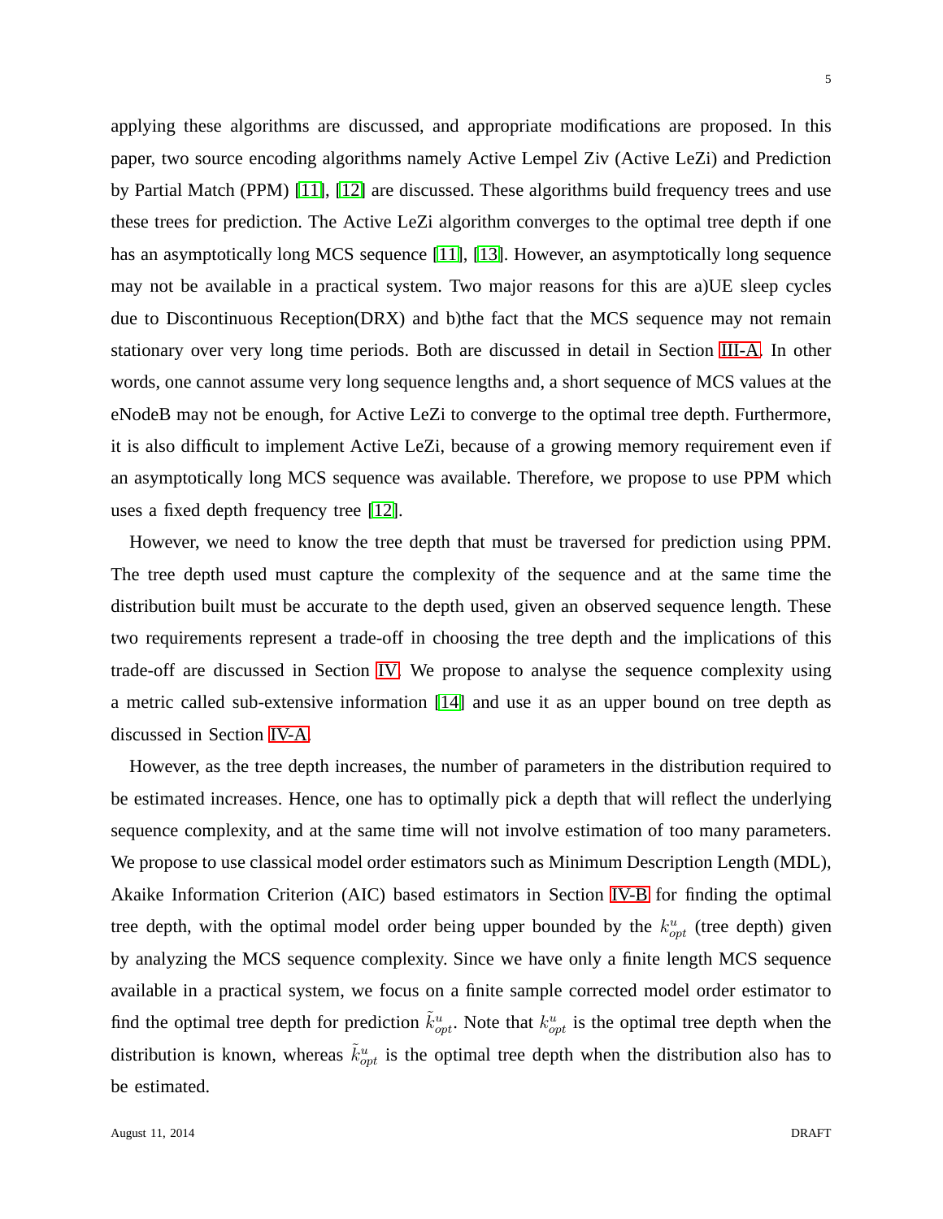applying these algorithms are discussed, and appropriate modifications are proposed. In this paper, two source encoding algorithms namely Active Lempel Ziv (Active LeZi) and Prediction by Partial Match (PPM) [11], [12] are discussed. These algorithms build frequency trees and use these trees for prediction. The Active LeZi algorithm converges to the optimal tree depth if one has an asymptotically long MCS sequence [11], [13]. However, an asymptotically long sequence may not be available in a practical system. Two major reasons for this are a)UE sleep cycles due to Discontinuous Reception(DRX) and b)the fact that the MCS sequence may not remain stationary over very long time periods. Both are discussed in detail in Section III-A. In other words, one cannot assume very long sequence lengths and, a short sequence of MCS values at the eNodeB may not be enough, for Active LeZi to converge to the optimal tree depth. Furthermore, it is also difficult to implement Active LeZi, because of a growing memory requirement even if an asymptotically long MCS sequence was available. Therefore, we propose to use PPM which uses a fixed depth frequency tree [12].

However, we need to know the tree depth that must be traversed for prediction using PPM. The tree depth used must capture the complexity of the sequence and at the same time the distribution built must be accurate to the depth used, given an observed sequence length. These two requirements represent a trade-off in choosing the tree depth and the implications of this trade-off are discussed in Section IV. We propose to analyse the sequence complexity using a metric called sub-extensive information [14] and use it as an upper bound on tree depth as discussed in Section IV-A.

However, as the tree depth increases, the number of parameters in the distribution required to be estimated increases. Hence, one has to optimally pick a depth that will reflect the underlying sequence complexity, and at the same time will not involve estimation of too many parameters. We propose to use classical model order estimators such as Minimum Description Length (MDL), Akaike Information Criterion (AIC) based estimators in Section IV-B for finding the optimal tree depth, with the optimal model order being upper bounded by the $k^u_{opt}$ (tree depth) given by analyzing the MCS sequence complexity. Since we have only a finite length MCS sequence available in a practical system, we focus on a finite sample corrected model order estimator to find the optimal tree depth for prediction $\tilde{k}^u_{opt}$. Note that $k^u_{opt}$ is the optimal tree depth when the distribution is known, whereas $\tilde{k}^u_{opt}$ is the optimal tree depth when the distribution also has to be estimated.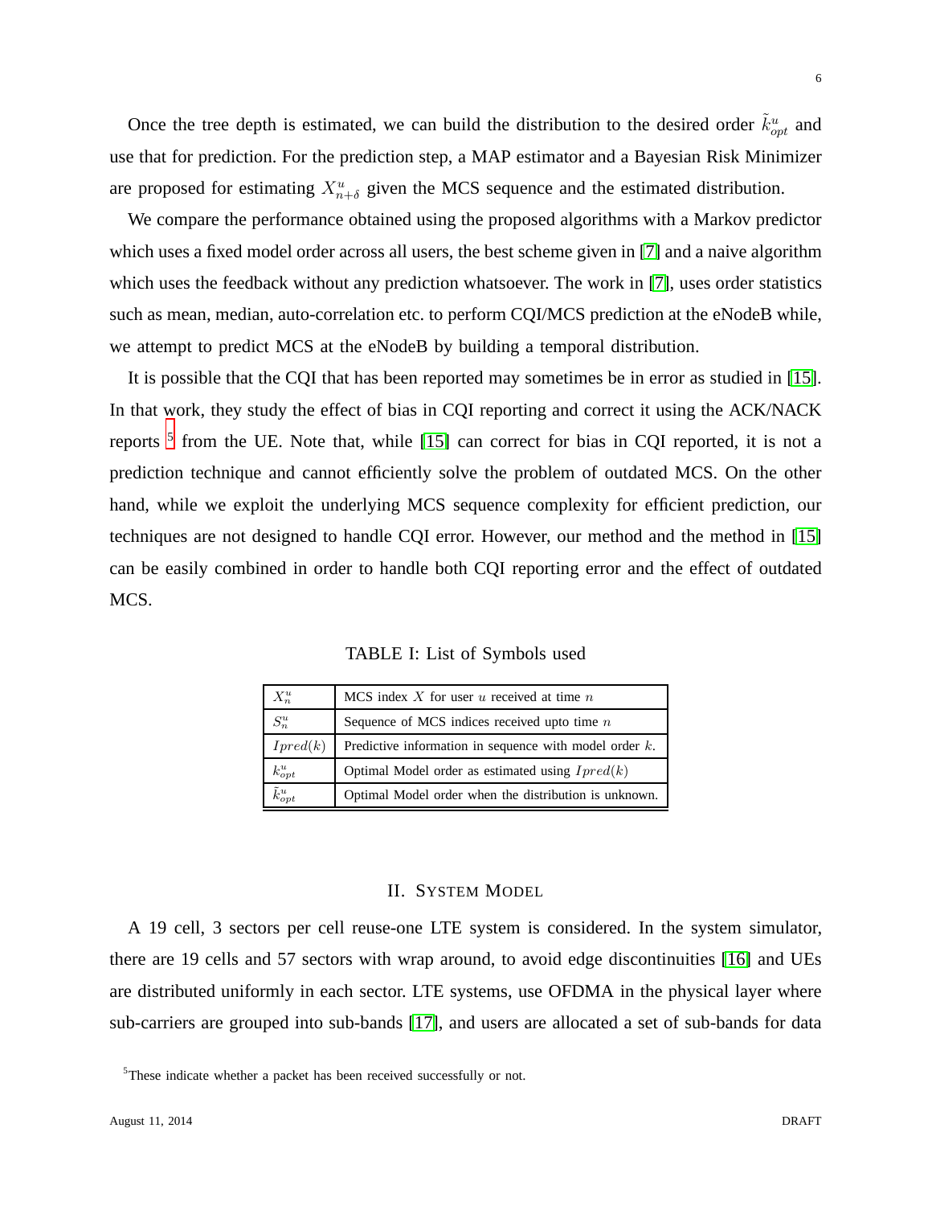Once the tree depth is estimated, we can build the distribution to the desired order $\tilde{k}^u_{opt}$ and use that for prediction. For the prediction step, a MAP estimator and a Bayesian Risk Minimizer are proposed for estimating $X^u_{n+\delta}$ given the MCS sequence and the estimated distribution.

We compare the performance obtained using the proposed algorithms with a Markov predictor which uses a fixed model order across all users, the best scheme given in [7] and a naive algorithm which uses the feedback without any prediction whatsoever. The work in [7], uses order statistics such as mean, median, auto-correlation etc. to perform CQI/MCS prediction at the eNodeB while, we attempt to predict MCS at the eNodeB by building a temporal distribution.

It is possible that the CQI that has been reported may sometimes be in error as studied in [15]. In that work, they study the effect of bias in CQI reporting and correct it using the ACK/NACK reports [5] from the UE. Note that, while [15] can correct for bias in CQI reported, it is not a prediction technique and cannot efficiently solve the problem of outdated MCS. On the other hand, while we exploit the underlying MCS sequence complexity for efficient prediction, our techniques are not designed to handle CQI error. However, our method and the method in [15] can be easily combined in order to handle both CQI reporting error and the effect of outdated MCS.

TABLE I: List of Symbols used

| Symbol | Description |
|---|---|
| $X^u_n$ | MCS index $X$ for user $u$ received at time $n$ |
| $S^u_n$ | Sequence of MCS indices received upto time $n$ |
| $Ipred(k)$ | Predictive information in sequence with model order $k$. |
| $k^u_{opt}$ | Optimal Model order as estimated using $Ipred(k)$ |
| $\tilde{k}^u_{opt}$ | Optimal Model order when the distribution is unknown. |

## II. System Model

A 19 cell, 3 sectors per cell reuse-one LTE system is considered. In the system simulator, there are 19 cells and 57 sectors with wrap around, to avoid edge discontinuities [16] and UEs are distributed uniformly in each sector. LTE systems, use OFDMA in the physical layer where sub-carriers are grouped into sub-bands [17], and users are allocated a set of sub-bands for data

[5] These indicate whether a packet has been received successfully or not.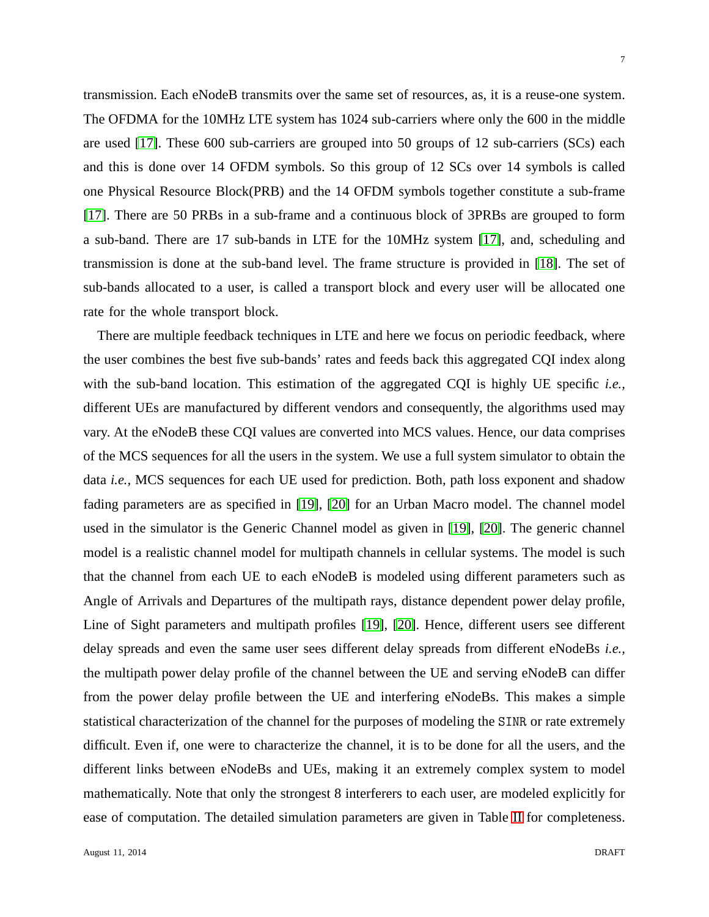transmission. Each eNodeB transmits over the same set of resources, as, it is a reuse-one system. The OFDMA for the 10MHz LTE system has 1024 sub-carriers where only the 600 in the middle are used [17]. These 600 sub-carriers are grouped into 50 groups of 12 sub-carriers (SCs) each and this is done over 14 OFDM symbols. So this group of 12 SCs over 14 symbols is called one Physical Resource Block(PRB) and the 14 OFDM symbols together constitute a sub-frame [17]. There are 50 PRBs in a sub-frame and a continuous block of 3PRBs are grouped to form a sub-band. There are 17 sub-bands in LTE for the 10MHz system [17], and, scheduling and transmission is done at the sub-band level. The frame structure is provided in [18]. The set of sub-bands allocated to a user, is called a transport block and every user will be allocated one rate for the whole transport block.

There are multiple feedback techniques in LTE and here we focus on periodic feedback, where the user combines the best five sub-bands' rates and feeds back this aggregated CQI index along with the sub-band location. This estimation of the aggregated CQI is highly UE specific *i.e.*, different UEs are manufactured by different vendors and consequently, the algorithms used may vary. At the eNodeB these CQI values are converted into MCS values. Hence, our data comprises of the MCS sequences for all the users in the system. We use a full system simulator to obtain the data *i.e.*, MCS sequences for each UE used for prediction. Both, path loss exponent and shadow fading parameters are as specified in [19], [20] for an Urban Macro model. The channel model used in the simulator is the Generic Channel model as given in [19], [20]. The generic channel model is a realistic channel model for multipath channels in cellular systems. The model is such that the channel from each UE to each eNodeB is modeled using different parameters such as Angle of Arrivals and Departures of the multipath rays, distance dependent power delay profile, Line of Sight parameters and multipath profiles [19], [20]. Hence, different users see different delay spreads and even the same user sees different delay spreads from different eNodeBs *i.e.*, the multipath power delay profile of the channel between the UE and serving eNodeB can differ from the power delay profile between the UE and interfering eNodeBs. This makes a simple statistical characterization of the channel for the purposes of modeling the SINR or rate extremely difficult. Even if, one were to characterize the channel, it is to be done for all the users, and the different links between eNodeBs and UEs, making it an extremely complex system to model mathematically. Note that only the strongest 8 interferers to each user, are modeled explicitly for ease of computation. The detailed simulation parameters are given in Table III for completeness.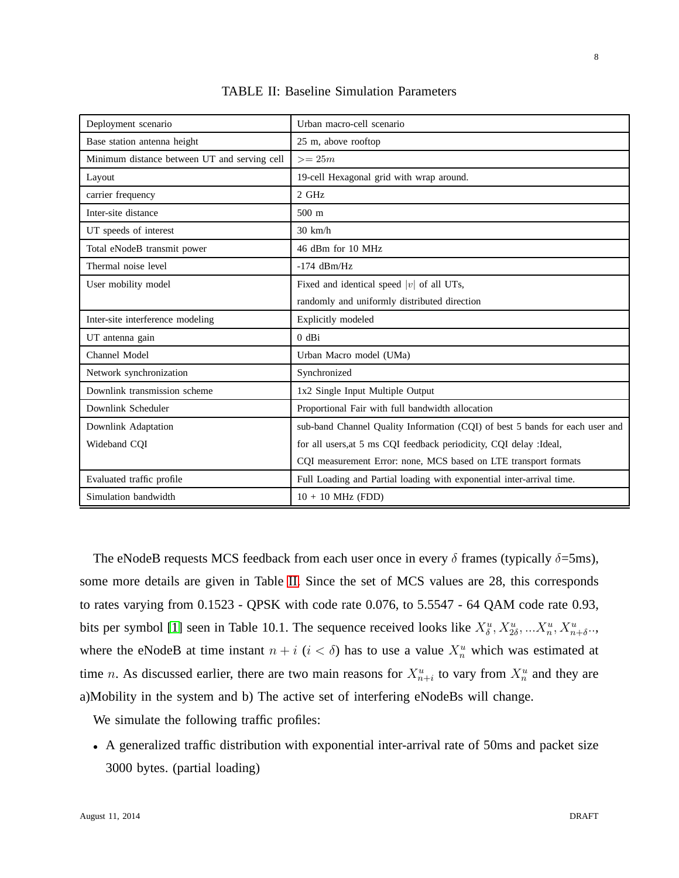TABLE II: Baseline Simulation Parameters

| | |
|---|---|
| Deployment scenario | Urban macro-cell scenario |
| Base station antenna height | 25 m, above rooftop |
| Minimum distance between UT and serving cell | $>= 25m$ |
| Layout | 19-cell Hexagonal grid with wrap around. |
| carrier frequency | 2 GHz |
| Inter-site distance | 500 m |
| UT speeds of interest | 30 km/h |
| Total eNodeB transmit power | 46 dBm for 10 MHz |
| Thermal noise level | -174 dBm/Hz |
| User mobility model | Fixed and identical speed $\|v\|$ of all UTs, randomly and uniformly distributed direction |
| Inter-site interference modeling | Explicitly modeled |
| UT antenna gain | 0 dBi |
| Channel Model | Urban Macro model (UMa) |
| Network synchronization | Synchronized |
| Downlink transmission scheme | 1x2 Single Input Multiple Output |
| Downlink Scheduler | Proportional Fair with full bandwidth allocation |
| Downlink Adaptation Wideband CQI | sub-band Channel Quality Information (CQI) of best 5 bands for each user and for all users,at 5 ms CQI feedback periodicity, CQI delay :Ideal, CQI measurement Error: none, MCS based on LTE transport formats |
| Evaluated traffic profile | Full Loading and Partial loading with exponential inter-arrival time. |
| Simulation bandwidth | 10 + 10 MHz (FDD) |

The eNodeB requests MCS feedback from each user once in every $\delta$ frames (typically $\delta$=5ms), some more details are given in Table II. Since the set of MCS values are 28, this corresponds to rates varying from 0.1523 - QPSK with code rate 0.076, to 5.5547 - 64 QAM code rate 0.93, bits per symbol [1] seen in Table 10.1. The sequence received looks like $X^u_\delta, X^u_{2\delta}, ...X^u_n, X^u_{n+\delta}..$, where the eNodeB at time instant $n+i$ ($i < \delta$) has to use a value $X^u_n$ which was estimated at time $n$. As discussed earlier, there are two main reasons for $X^u_{n+i}$ to vary from $X^u_n$ and they are a)Mobility in the system and b) The active set of interfering eNodeBs will change.

We simulate the following traffic profiles:

- A generalized traffic distribution with exponential inter-arrival rate of 50ms and packet size 3000 bytes. (partial loading)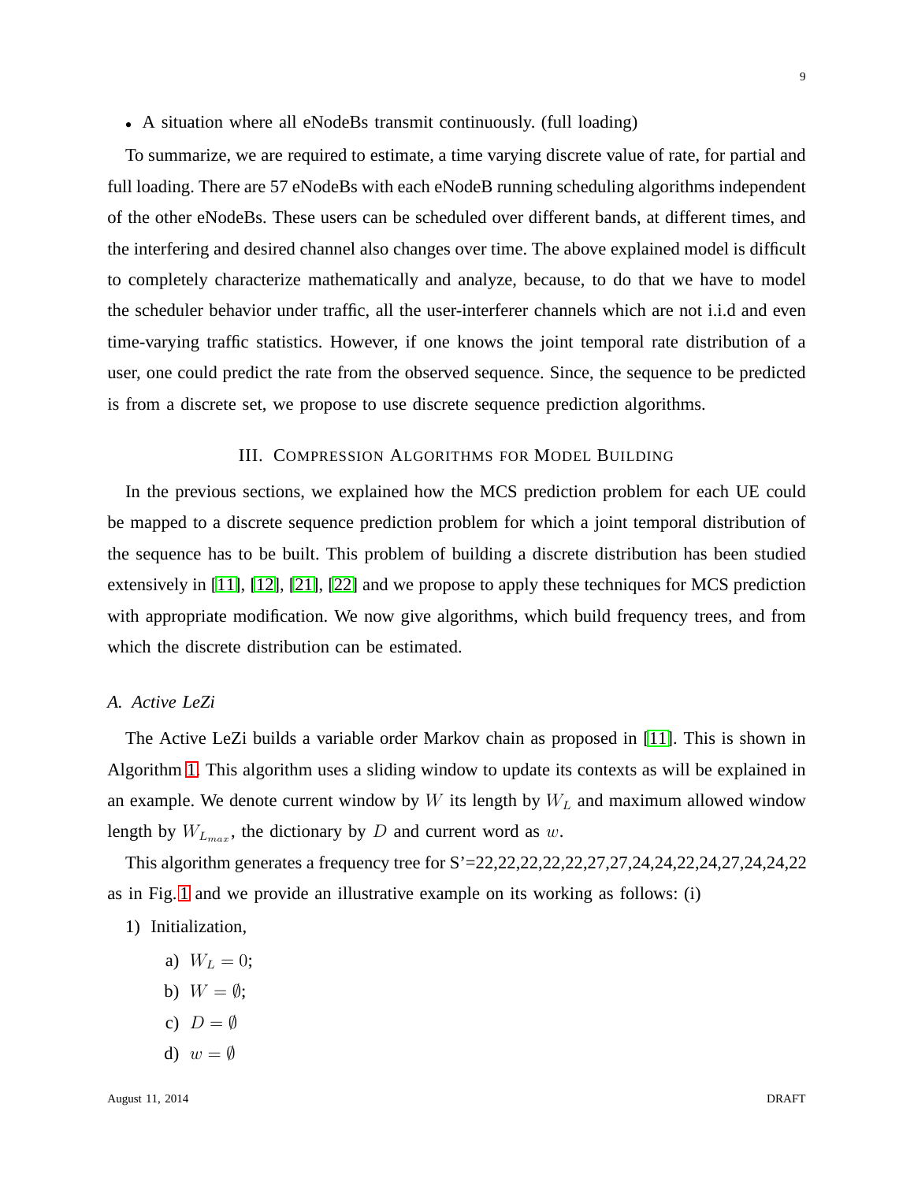- A situation where all eNodeBs transmit continuously. (full loading)

To summarize, we are required to estimate, a time varying discrete value of rate, for partial and full loading. There are 57 eNodeBs with each eNodeB running scheduling algorithms independent of the other eNodeBs. These users can be scheduled over different bands, at different times, and the interfering and desired channel also changes over time. The above explained model is difficult to completely characterize mathematically and analyze, because, to do that we have to model the scheduler behavior under traffic, all the user-interferer channels which are not i.i.d and even time-varying traffic statistics. However, if one knows the joint temporal rate distribution of a user, one could predict the rate from the observed sequence. Since, the sequence to be predicted is from a discrete set, we propose to use discrete sequence prediction algorithms.

## III. Compression Algorithms for Model Building

In the previous sections, we explained how the MCS prediction problem for each UE could be mapped to a discrete sequence prediction problem for which a joint temporal distribution of the sequence has to be built. This problem of building a discrete distribution has been studied extensively in [11], [12], [21], [22] and we propose to apply these techniques for MCS prediction with appropriate modification. We now give algorithms, which build frequency trees, and from which the discrete distribution can be estimated.

### A. Active LeZi

The Active LeZi builds a variable order Markov chain as proposed in [11]. This is shown in Algorithm 1. This algorithm uses a sliding window to update its contexts as will be explained in an example. We denote current window by $W$ its length by $W_L$ and maximum allowed window length by $W_{L_{max}}$, the dictionary by $D$ and current word as $w$.

This algorithm generates a frequency tree for S'=22,22,22,22,22,27,27,24,24,22,24,27,24,24,22 as in Fig. 1 and we provide an illustrative example on its working as follows: (i)

1) Initialization,
   a) $W_L = 0$;
   b) $W = \emptyset$;
   c) $D = \emptyset$
   d) $w = \emptyset$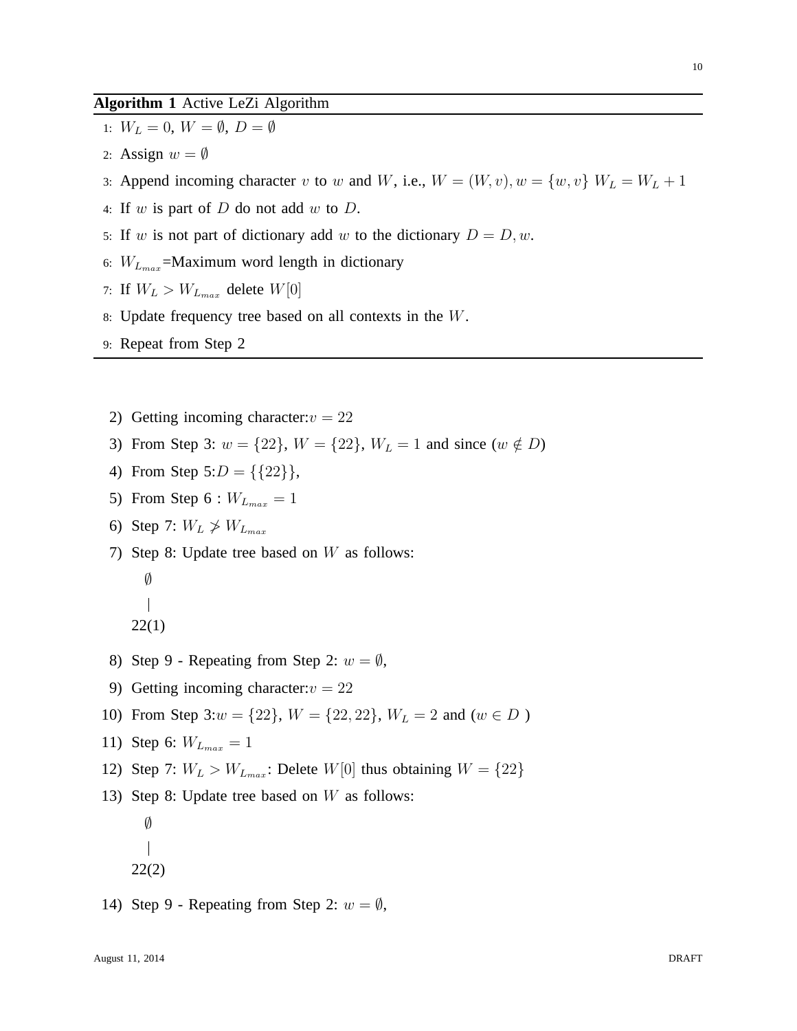**Algorithm 1** Active LeZi Algorithm

1: $W_L = 0$, $W = \emptyset$, $D = \emptyset$

2: Assign $w = \emptyset$

3: Append incoming character $v$ to $w$ and $W$, i.e., $W = (W, v), w = \{w, v\}$ $W_L = W_L + 1$

4: If $w$ is part of $D$ do not add $w$ to $D$.

5: If $w$ is not part of dictionary add $w$ to the dictionary $D = D, w$.

6: $W_{L_{max}}$=Maximum word length in dictionary

7: If $W_L > W_{L_{max}}$ delete $W[0]$

8: Update frequency tree based on all contexts in the $W$.

9: Repeat from Step 2

2) Getting incoming character:$v = 22$

3) From Step 3: $w = \{22\}$, $W = \{22\}$, $W_L = 1$ and since ($w \notin D$)

4) From Step 5:$D = \{\{22\}\}$,

5) From Step 6 : $W_{L_{max}} = 1$

6) Step 7: $W_L \not> W_{L_{max}}$

7) Step 8: Update tree based on $W$ as follows:

```
∅
|
22(1)
```

8) Step 9 - Repeating from Step 2: $w = \emptyset$,

9) Getting incoming character:$v = 22$

10) From Step 3:$w = \{22\}$, $W = \{22, 22\}$, $W_L = 2$ and ($w \in D$ )

11) Step 6: $W_{L_{max}} = 1$

12) Step 7: $W_L > W_{L_{max}}$: Delete $W[0]$ thus obtaining $W = \{22\}$

13) Step 8: Update tree based on $W$ as follows:

```
∅
|
22(2)
```

14) Step 9 - Repeating from Step 2: $w = \emptyset$,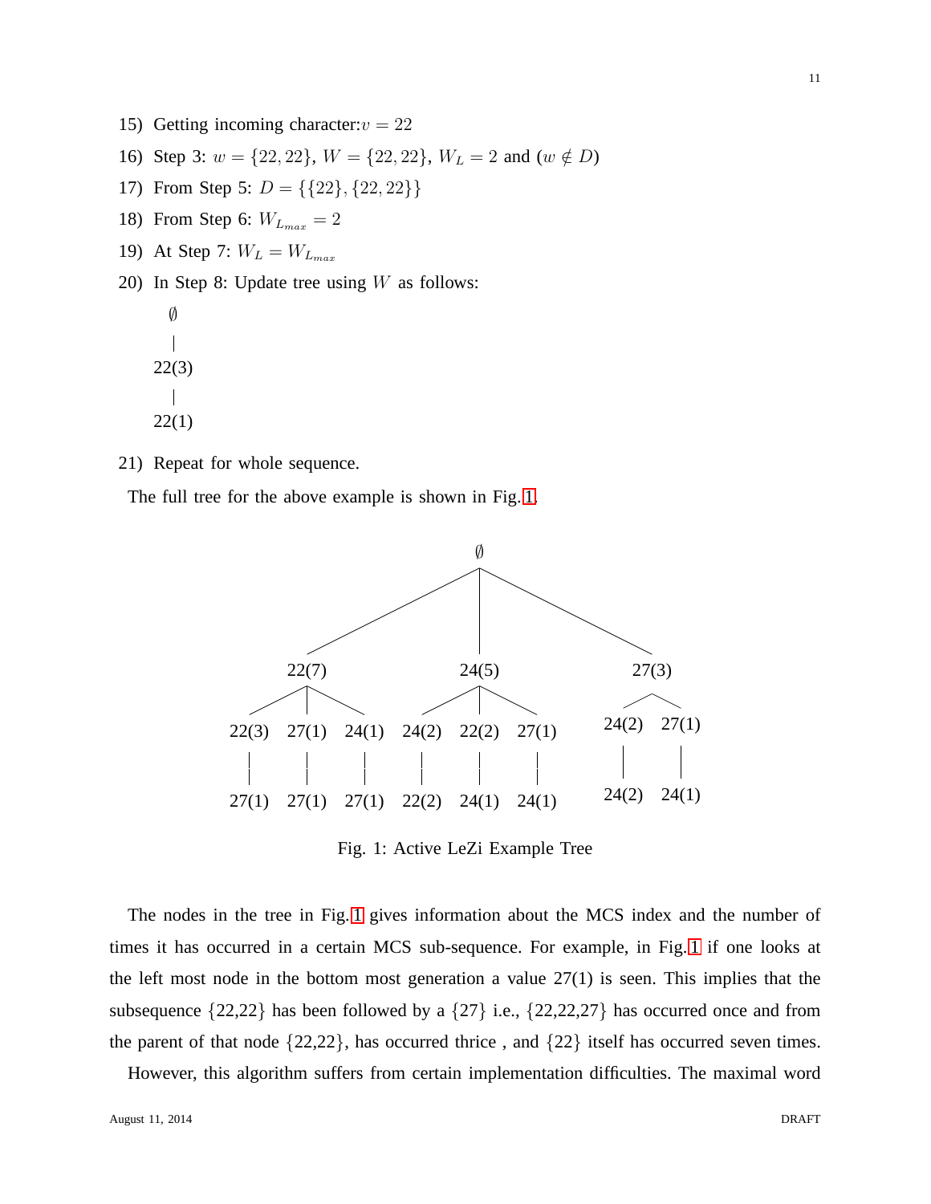15) Getting incoming character: $v = 22$
16) Step 3: $w = \{22, 22\}$, $W = \{22, 22\}$, $W_L = 2$ and ($w \notin D$)
17) From Step 5: $D = \{\{22\}, \{22, 22\}\}$
18) From Step 6: $W_{L_{max}} = 2$
19) At Step 7: $W_L = W_{L_{max}}$
20) In Step 8: Update tree using $W$ as follows:

```
∅
|
22(3)
|
22(1)
```

21) Repeat for whole sequence.

The full tree for the above example is shown in Fig. 1.

```
                              ∅
          /                   |                   \
       22(7)                24(5)                27(3)
     /   |    \           /   |    \             /    \
 22(3) 27(1) 24(1)    24(2) 22(2) 27(1)      24(2)  27(1)
   |     |     |        |     |     |          |      |
 27(1) 27(1) 27(1)    22(2) 24(1) 24(1)      24(2)  24(1)
```

Fig. 1: Active LeZi Example Tree

The nodes in the tree in Fig. 1 gives information about the MCS index and the number of times it has occurred in a certain MCS sub-sequence. For example, in Fig. 1 if one looks at the left most node in the bottom most generation a value 27(1) is seen. This implies that the subsequence {22,22} has been followed by a {27} i.e., {22,22,27} has occurred once and from the parent of that node {22,22}, has occurred thrice , and {22} itself has occurred seven times.

However, this algorithm suffers from certain implementation difficulties. The maximal word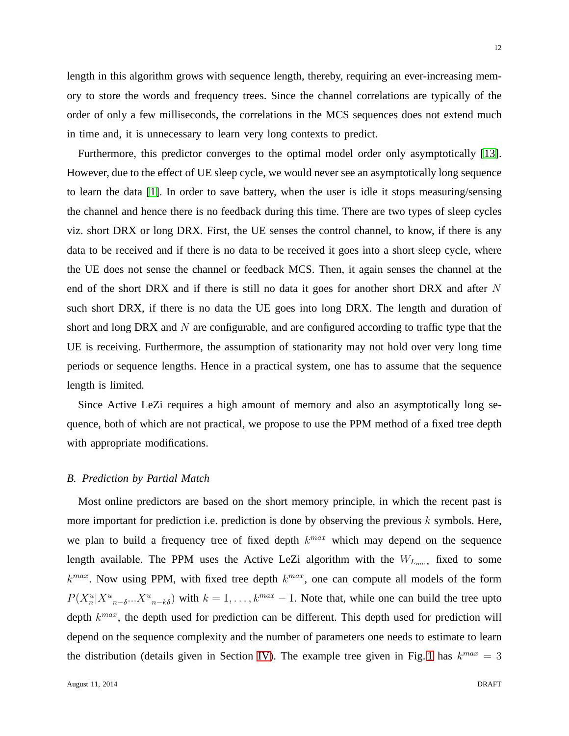length in this algorithm grows with sequence length, thereby, requiring an ever-increasing memory to store the words and frequency trees. Since the channel correlations are typically of the order of only a few milliseconds, the correlations in the MCS sequences does not extend much in time and, it is unnecessary to learn very long contexts to predict.

Furthermore, this predictor converges to the optimal model order only asymptotically [13]. However, due to the effect of UE sleep cycle, we would never see an asymptotically long sequence to learn the data [1]. In order to save battery, when the user is idle it stops measuring/sensing the channel and hence there is no feedback during this time. There are two types of sleep cycles viz. short DRX or long DRX. First, the UE senses the control channel, to know, if there is any data to be received and if there is no data to be received it goes into a short sleep cycle, where the UE does not sense the channel or feedback MCS. Then, it again senses the channel at the end of the short DRX and if there is still no data it goes for another short DRX and after $N$ such short DRX, if there is no data the UE goes into long DRX. The length and duration of short and long DRX and $N$ are configurable, and are configured according to traffic type that the UE is receiving. Furthermore, the assumption of stationarity may not hold over very long time periods or sequence lengths. Hence in a practical system, one has to assume that the sequence length is limited.

Since Active LeZi requires a high amount of memory and also an asymptotically long sequence, both of which are not practical, we propose to use the PPM method of a fixed tree depth with appropriate modifications.

### B. *Prediction by Partial Match*

Most online predictors are based on the short memory principle, in which the recent past is more important for prediction i.e. prediction is done by observing the previous $k$ symbols. Here, we plan to build a frequency tree of fixed depth $k^{max}$ which may depend on the sequence length available. The PPM uses the Active LeZi algorithm with the $W_{L_{max}}$ fixed to some $k^{max}$. Now using PPM, with fixed tree depth $k^{max}$, one can compute all models of the form $P(X^u_n | {X^u}_{n-\delta} ... {X^u}_{n-k\delta})$ with $k = 1, \ldots, k^{max} - 1$. Note that, while one can build the tree upto depth $k^{max}$, the depth used for prediction can be different. This depth used for prediction will depend on the sequence complexity and the number of parameters one needs to estimate to learn the distribution (details given in Section IV). The example tree given in Fig. 1 has $k^{max} = 3$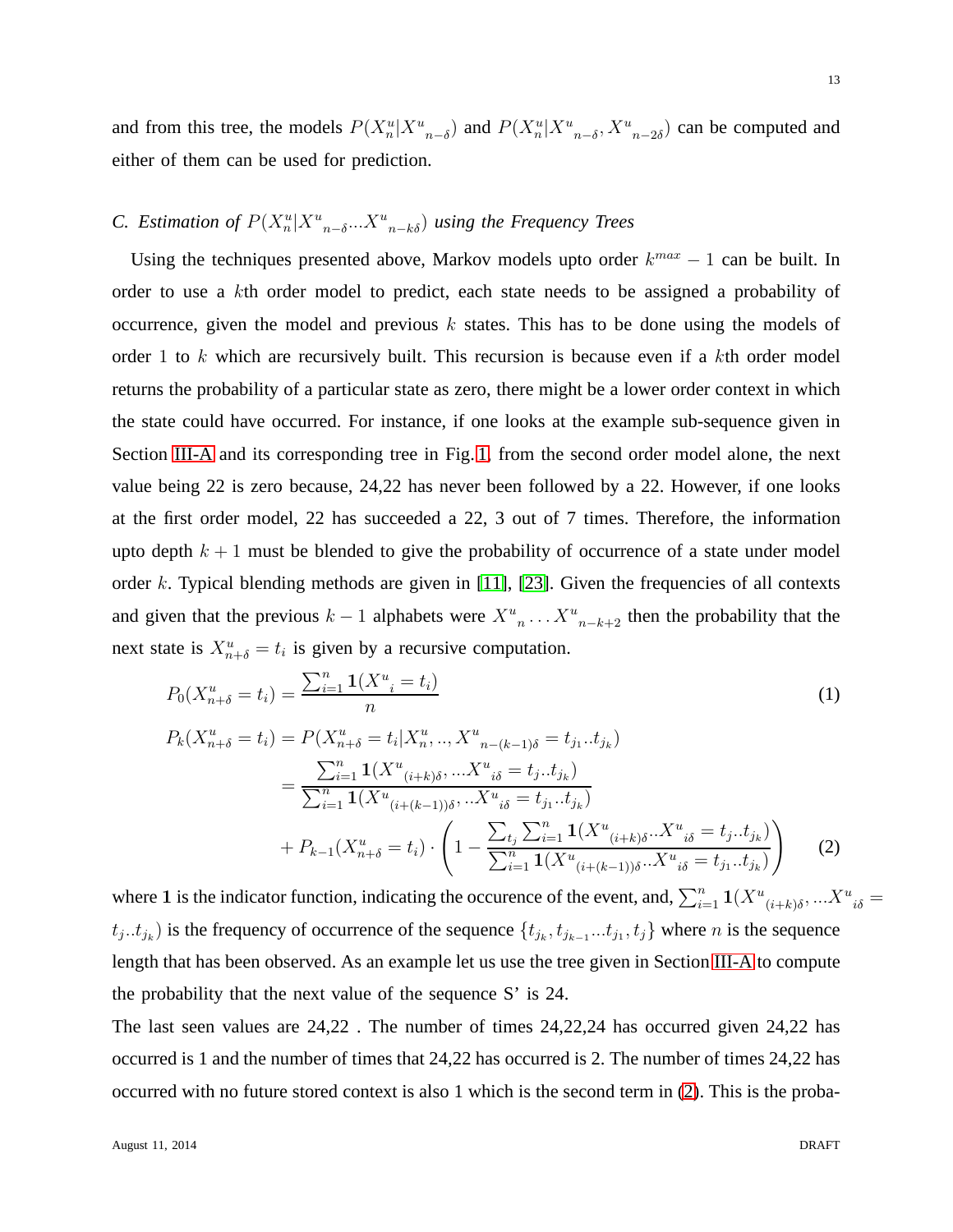and from this tree, the models $P(X^u_n|X^u{}_{n-\delta})$ and $P(X^u_n|X^u{}_{n-\delta}, X^u{}_{n-2\delta})$ can be computed and either of them can be used for prediction.

### C. *Estimation of* $P(X^u_n|X^u{}_{n-\delta}...X^u{}_{n-k\delta})$ *using the Frequency Trees*

Using the techniques presented above, Markov models upto order $k^{max}-1$ can be built. In order to use a $k$th order model to predict, each state needs to be assigned a probability of occurrence, given the model and previous $k$ states. This has to be done using the models of order 1 to $k$ which are recursively built. This recursion is because even if a $k$th order model returns the probability of a particular state as zero, there might be a lower order context in which the state could have occurred. For instance, if one looks at the example sub-sequence given in Section III-A and its corresponding tree in Fig. 1, from the second order model alone, the next value being 22 is zero because, 24,22 has never been followed by a 22. However, if one looks at the first order model, 22 has succeeded a 22, 3 out of 7 times. Therefore, the information upto depth $k+1$ must be blended to give the probability of occurrence of a state under model order $k$. Typical blending methods are given in [11], [23]. Given the frequencies of all contexts and given that the previous $k-1$ alphabets were $X^u{}_n \ldots X^u{}_{n-k+2}$ then the probability that the next state is $X^u_{n+\delta} = t_i$ is given by a recursive computation.

$$P_0(X^u_{n+\delta} = t_i) = \frac{\sum_{i=1}^{n} \mathbf{1}(X^u{}_i = t_i)}{n} \tag{1}$$

$$\begin{aligned}
P_k(X^u_{n+\delta} = t_i) &= P(X^u_{n+\delta} = t_i | X^u_n, .., X^u{}_{n-(k-1)\delta} = t_{j_1}..t_{j_k}) \\
&= \frac{\sum_{i=1}^{n} \mathbf{1}(X^u{}_{(i+k)\delta}, ...X^u{}_{i\delta} = t_j..t_{j_k})}{\sum_{i=1}^{n} \mathbf{1}(X^u{}_{(i+(k-1))\delta}, ..X^u{}_{i\delta} = t_{j_1}..t_{j_k})} \\
&\quad + P_{k-1}(X^u_{n+\delta} = t_i) \cdot \left(1 - \frac{\sum_{t_j}\sum_{i=1}^{n} \mathbf{1}(X^u{}_{(i+k)\delta}..X^u{}_{i\delta} = t_j..t_{j_k})}{\sum_{i=1}^{n} \mathbf{1}(X^u{}_{(i+(k-1))\delta}..X^u{}_{i\delta} = t_{j_1}..t_{j_k})}\right)
\end{aligned} \tag{2}$$

where $\mathbf{1}$ is the indicator function, indicating the occurence of the event, and, $\sum_{i=1}^{n} \mathbf{1}(X^u{}_{(i+k)\delta}, ...X^u{}_{i\delta} = t_j..t_{j_k})$ is the frequency of occurrence of the sequence $\{t_{j_k}, t_{j_{k-1}}...t_{j_1}, t_j\}$ where $n$ is the sequence length that has been observed. As an example let us use the tree given in Section III-A to compute the probability that the next value of the sequence S' is 24.

The last seen values are 24,22 . The number of times 24,22,24 has occurred given 24,22 has occurred is 1 and the number of times that 24,22 has occurred is 2. The number of times 24,22 has occurred with no future stored context is also 1 which is the second term in (2). This is the proba-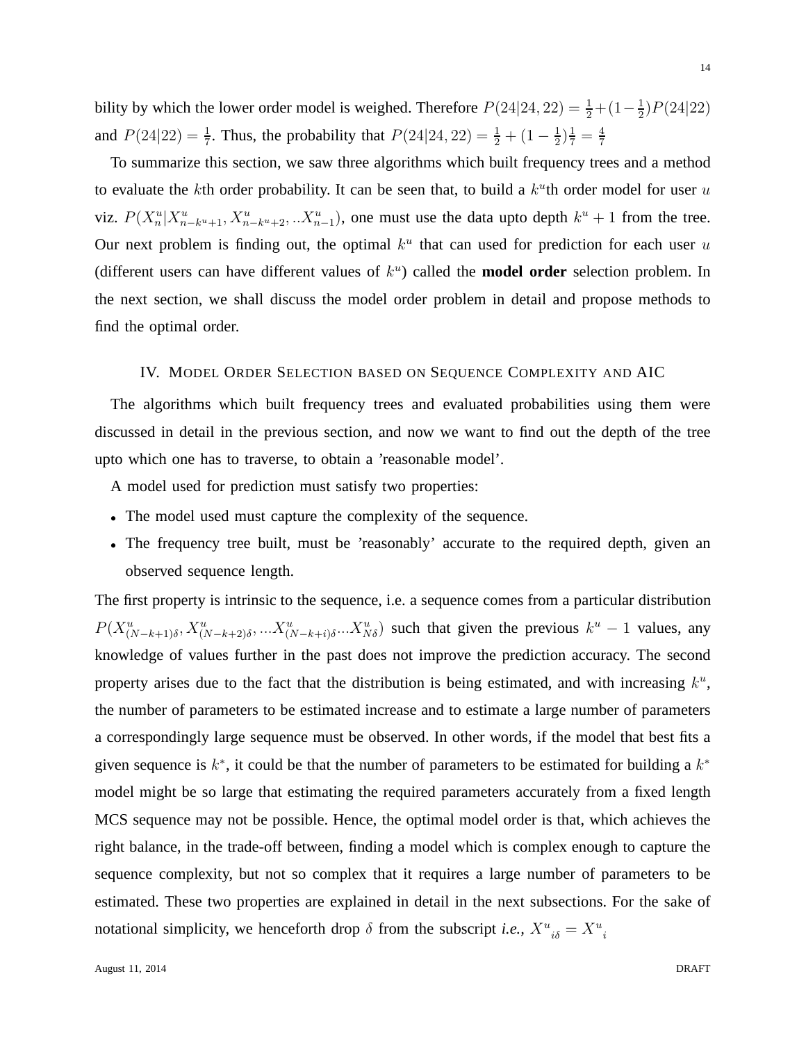bility by which the lower order model is weighed. Therefore $P(24|24,22) = \frac{1}{2} + (1 - \frac{1}{2})P(24|22)$ and $P(24|22) = \frac{1}{7}$. Thus, the probability that $P(24|24,22) = \frac{1}{2} + (1 - \frac{1}{2})\frac{1}{7} = \frac{4}{7}$

To summarize this section, we saw three algorithms which built frequency trees and a method to evaluate the $k$th order probability. It can be seen that, to build a $k^u$th order model for user $u$ viz. $P(X^u_n | X^u_{n-k^u+1}, X^u_{n-k^u+2}, ..X^u_{n-1})$, one must use the data upto depth $k^u + 1$ from the tree. Our next problem is finding out, the optimal $k^u$ that can used for prediction for each user $u$ (different users can have different values of $k^u$) called the **model order** selection problem. In the next section, we shall discuss the model order problem in detail and propose methods to find the optimal order.

## IV. Model Order Selection based on Sequence Complexity and AIC

The algorithms which built frequency trees and evaluated probabilities using them were discussed in detail in the previous section, and now we want to find out the depth of the tree upto which one has to traverse, to obtain a 'reasonable model'.

A model used for prediction must satisfy two properties:

- The model used must capture the complexity of the sequence.
- The frequency tree built, must be 'reasonably' accurate to the required depth, given an observed sequence length.

The first property is intrinsic to the sequence, i.e. a sequence comes from a particular distribution $P(X^u_{(N-k+1)\delta}, X^u_{(N-k+2)\delta}, ...X^u_{(N-k+i)\delta}...X^u_{N\delta})$ such that given the previous $k^u - 1$ values, any knowledge of values further in the past does not improve the prediction accuracy. The second property arises due to the fact that the distribution is being estimated, and with increasing $k^u$, the number of parameters to be estimated increase and to estimate a large number of parameters a correspondingly large sequence must be observed. In other words, if the model that best fits a given sequence is $k^*$, it could be that the number of parameters to be estimated for building a $k^*$ model might be so large that estimating the required parameters accurately from a fixed length MCS sequence may not be possible. Hence, the optimal model order is that, which achieves the right balance, in the trade-off between, finding a model which is complex enough to capture the sequence complexity, but not so complex that it requires a large number of parameters to be estimated. These two properties are explained in detail in the next subsections. For the sake of notational simplicity, we henceforth drop $\delta$ from the subscript *i.e.,* ${X^u}_{i\delta} = {X^u}_i$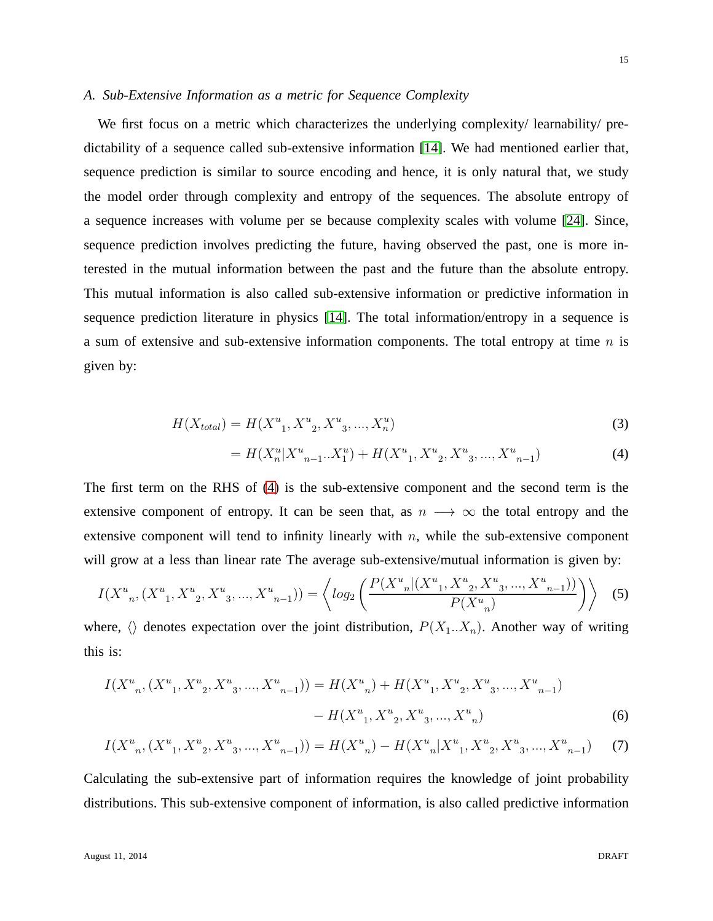### A. Sub-Extensive Information as a metric for Sequence Complexity

We first focus on a metric which characterizes the underlying complexity/ learnability/ predictability of a sequence called sub-extensive information [14]. We had mentioned earlier that, sequence prediction is similar to source encoding and hence, it is only natural that, we study the model order through complexity and entropy of the sequences. The absolute entropy of a sequence increases with volume per se because complexity scales with volume [24]. Since, sequence prediction involves predicting the future, having observed the past, one is more interested in the mutual information between the past and the future than the absolute entropy. This mutual information is also called sub-extensive information or predictive information in sequence prediction literature in physics [14]. The total information/entropy in a sequence is a sum of extensive and sub-extensive information components. The total entropy at time $n$ is given by:

$$H(X_{total}) = H({X^u}_1, {X^u}_2, {X^u}_3, ..., X^u_n) \tag{3}$$

$$= H(X^u_n | {X^u}_{n-1}..X^u_1) + H({X^u}_1, {X^u}_2, {X^u}_3, ..., {X^u}_{n-1}) \tag{4}$$

The first term on the RHS of (4) is the sub-extensive component and the second term is the extensive component of entropy. It can be seen that, as $n \longrightarrow \infty$ the total entropy and the extensive component will tend to infinity linearly with $n$, while the sub-extensive component will grow at a less than linear rate The average sub-extensive/mutual information is given by:

$$I({X^u}_n, ({X^u}_1, {X^u}_2, {X^u}_3, ..., {X^u}_{n-1})) = \left\langle log_2 \left( \frac{P({X^u}_n | ({X^u}_1, {X^u}_2, {X^u}_3, ..., {X^u}_{n-1}))}{P({X^u}_n)} \right) \right\rangle \tag{5}$$

where, $\langle\rangle$ denotes expectation over the joint distribution, $P(X_1..X_n)$. Another way of writing this is:

$$I({X^u}_n, ({X^u}_1, {X^u}_2, {X^u}_3, ..., {X^u}_{n-1})) = H({X^u}_n) + H({X^u}_1, {X^u}_2, {X^u}_3, ..., {X^u}_{n-1}) - H({X^u}_1, {X^u}_2, {X^u}_3, ..., {X^u}_n) \tag{6}$$

$$I({X^u}_n, ({X^u}_1, {X^u}_2, {X^u}_3, ..., {X^u}_{n-1})) = H({X^u}_n) - H({X^u}_n | {X^u}_1, {X^u}_2, {X^u}_3, ..., {X^u}_{n-1}) \tag{7}$$

Calculating the sub-extensive part of information requires the knowledge of joint probability distributions. This sub-extensive component of information, is also called predictive information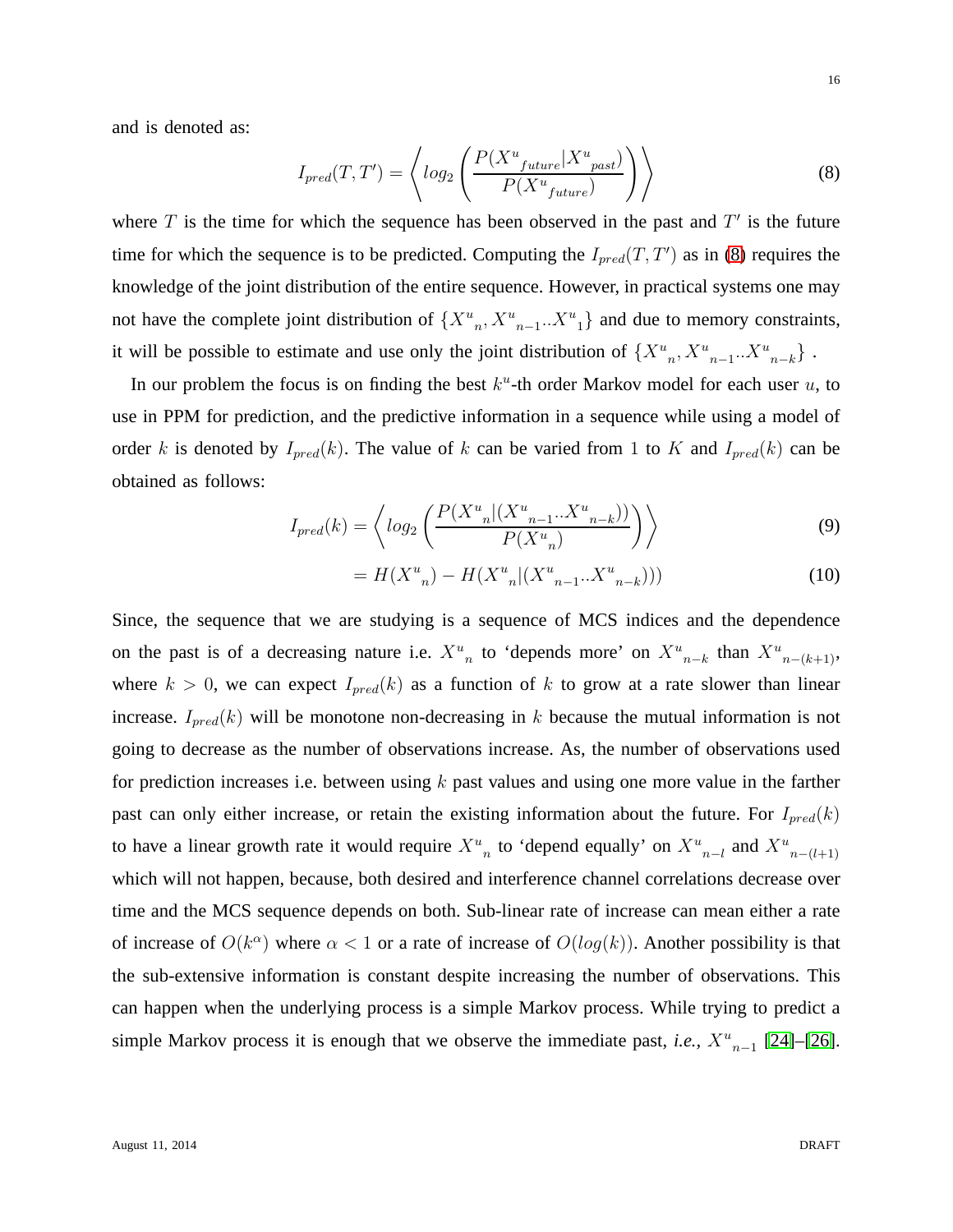and is denoted as:

$$I_{pred}(T,T') = \left\langle log_2 \left( \frac{P({X^u}_{future}|{X^u}_{past})}{P({X^u}_{future})} \right) \right\rangle \tag{8}$$

where $T$ is the time for which the sequence has been observed in the past and $T'$ is the future time for which the sequence is to be predicted. Computing the $I_{pred}(T,T')$ as in (8) requires the knowledge of the joint distribution of the entire sequence. However, in practical systems one may not have the complete joint distribution of $\{{X^u}_n, {X^u}_{n-1}..{X^u}_1\}$ and due to memory constraints, it will be possible to estimate and use only the joint distribution of $\{{X^u}_n, {X^u}_{n-1}..{X^u}_{n-k}\}$ .

In our problem the focus is on finding the best $k^u$-th order Markov model for each user $u$, to use in PPM for prediction, and the predictive information in a sequence while using a model of order $k$ is denoted by $I_{pred}(k)$. The value of $k$ can be varied from $1$ to $K$ and $I_{pred}(k)$ can be obtained as follows:

$$I_{pred}(k) = \left\langle log_2 \left( \frac{P({X^u}_n|({X^u}_{n-1}..{X^u}_{n-k}))}{P({X^u}_n)} \right) \right\rangle \tag{9}$$

$$= H({X^u}_n) - H({X^u}_n|({X^u}_{n-1}..{X^u}_{n-k}))) \tag{10}$$

Since, the sequence that we are studying is a sequence of MCS indices and the dependence on the past is of a decreasing nature i.e. ${X^u}_n$ to 'depends more' on ${X^u}_{n-k}$ than ${X^u}_{n-(k+1)}$, where $k > 0$, we can expect $I_{pred}(k)$ as a function of $k$ to grow at a rate slower than linear increase. $I_{pred}(k)$ will be monotone non-decreasing in $k$ because the mutual information is not going to decrease as the number of observations increase. As, the number of observations used for prediction increases i.e. between using $k$ past values and using one more value in the farther past can only either increase, or retain the existing information about the future. For $I_{pred}(k)$ to have a linear growth rate it would require ${X^u}_n$ to 'depend equally' on ${X^u}_{n-l}$ and ${X^u}_{n-(l+1)}$ which will not happen, because, both desired and interference channel correlations decrease over time and the MCS sequence depends on both. Sub-linear rate of increase can mean either a rate of increase of $O(k^\alpha)$ where $\alpha < 1$ or a rate of increase of $O(log(k))$. Another possibility is that the sub-extensive information is constant despite increasing the number of observations. This can happen when the underlying process is a simple Markov process. While trying to predict a simple Markov process it is enough that we observe the immediate past, *i.e.*, ${X^u}_{n-1}$ [24]–[26].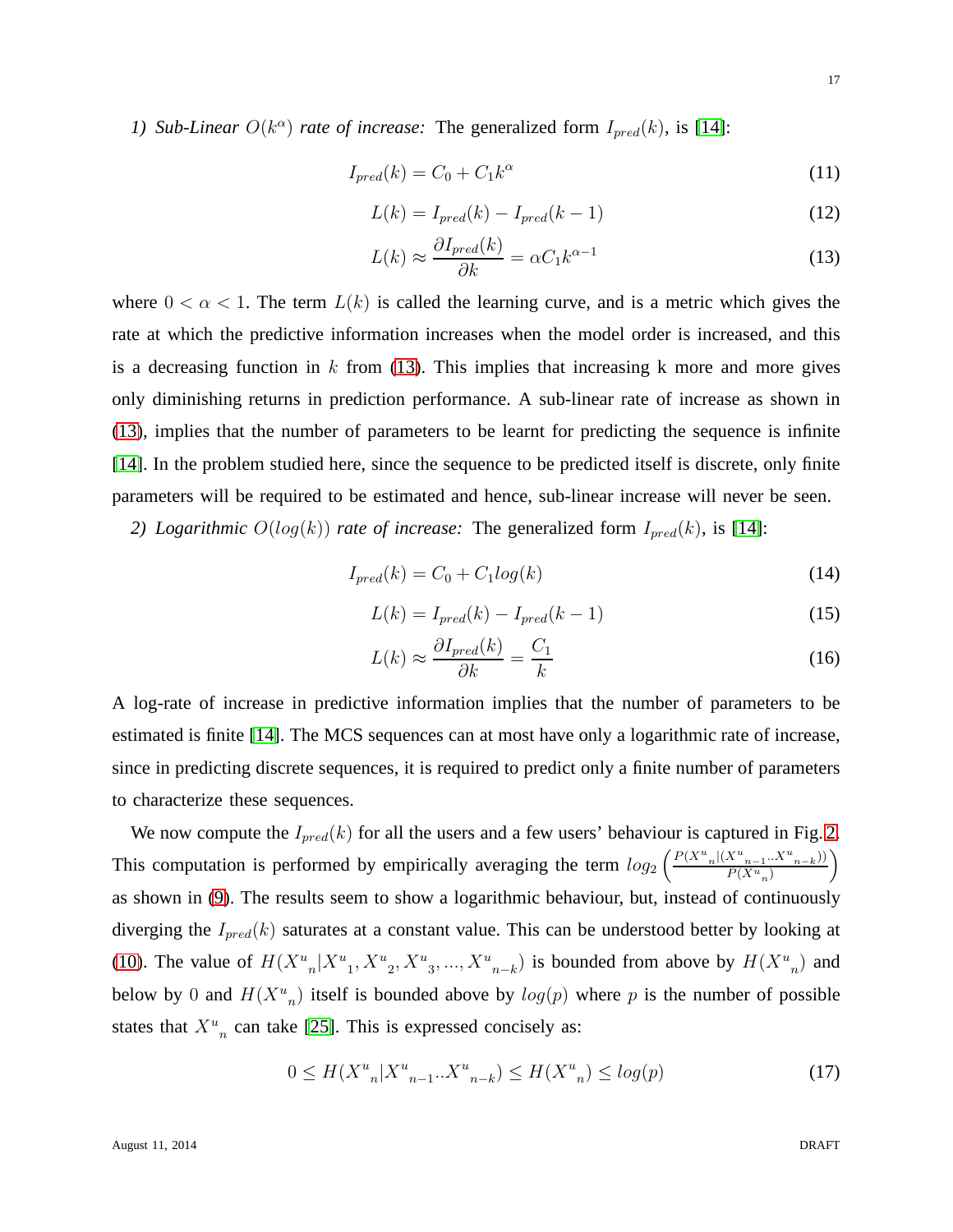*1) Sub-Linear $O(k^\alpha)$ rate of increase:* The generalized form $I_{pred}(k)$, is [14]:

$$I_{pred}(k) = C_0 + C_1 k^\alpha \tag{11}$$

$$L(k) = I_{pred}(k) - I_{pred}(k-1) \tag{12}$$

$$L(k) \approx \frac{\partial I_{pred}(k)}{\partial k} = \alpha C_1 k^{\alpha - 1} \tag{13}$$

where $0 < \alpha < 1$. The term $L(k)$ is called the learning curve, and is a metric which gives the rate at which the predictive information increases when the model order is increased, and this is a decreasing function in $k$ from (13). This implies that increasing k more and more gives only diminishing returns in prediction performance. A sub-linear rate of increase as shown in (13), implies that the number of parameters to be learnt for predicting the sequence is infinite [14]. In the problem studied here, since the sequence to be predicted itself is discrete, only finite parameters will be required to be estimated and hence, sub-linear increase will never be seen.

*2) Logarithmic $O(log(k))$ rate of increase:* The generalized form $I_{pred}(k)$, is [14]:

$$I_{pred}(k) = C_0 + C_1 log(k) \tag{14}$$

$$L(k) = I_{pred}(k) - I_{pred}(k-1) \tag{15}$$

$$L(k) \approx \frac{\partial I_{pred}(k)}{\partial k} = \frac{C_1}{k} \tag{16}$$

A log-rate of increase in predictive information implies that the number of parameters to be estimated is finite [14]. The MCS sequences can at most have only a logarithmic rate of increase, since in predicting discrete sequences, it is required to predict only a finite number of parameters to characterize these sequences.

We now compute the $I_{pred}(k)$ for all the users and a few users' behaviour is captured in Fig. 2. This computation is performed by empirically averaging the term $log_2\left(\frac{P(X^u{}_n|(X^u{}_{n-1}..X^u{}_{n-k}))}{P(X^u{}_n)}\right)$ as shown in (9). The results seem to show a logarithmic behaviour, but, instead of continuously diverging the $I_{pred}(k)$ saturates at a constant value. This can be understood better by looking at (10). The value of $H(X^u{}_n|X^u{}_1, X^u{}_2, X^u{}_3, ..., X^u{}_{n-k})$ is bounded from above by $H(X^u{}_n)$ and below by 0 and $H(X^u{}_n)$ itself is bounded above by $log(p)$ where $p$ is the number of possible states that $X^u{}_n$ can take [25]. This is expressed concisely as:

$$0 \leq H(X^u{}_n|X^u{}_{n-1}..X^u{}_{n-k}) \leq H(X^u{}_n) \leq log(p) \tag{17}$$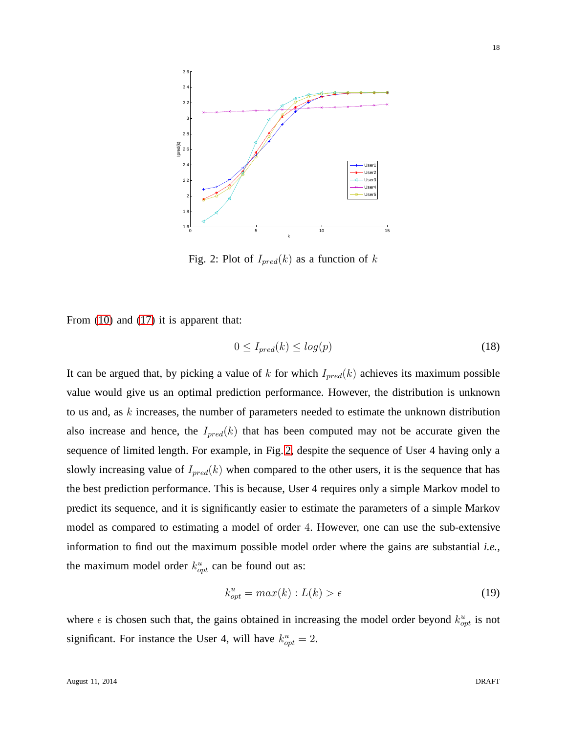Fig. 2: Plot of $I_{pred}(k)$ as a function of $k$

From (10) and (17) it is apparent that:

$$0 \leq I_{pred}(k) \leq log(p) \tag{18}$$

It can be argued that, by picking a value of $k$ for which $I_{pred}(k)$ achieves its maximum possible value would give us an optimal prediction performance. However, the distribution is unknown to us and, as $k$ increases, the number of parameters needed to estimate the unknown distribution also increase and hence, the $I_{pred}(k)$ that has been computed may not be accurate given the sequence of limited length. For example, in Fig. 2, despite the sequence of User 4 having only a slowly increasing value of $I_{pred}(k)$ when compared to the other users, it is the sequence that has the best prediction performance. This is because, User 4 requires only a simple Markov model to predict its sequence, and it is significantly easier to estimate the parameters of a simple Markov model as compared to estimating a model of order 4. However, one can use the sub-extensive information to find out the maximum possible model order where the gains are substantial *i.e.*, the maximum model order $k_{opt}^u$ can be found out as:

$$k_{opt}^u = max(k) : L(k) > \epsilon \tag{19}$$

where $\epsilon$ is chosen such that, the gains obtained in increasing the model order beyond $k_{opt}^u$ is not significant. For instance the User 4, will have $k_{opt}^u = 2$.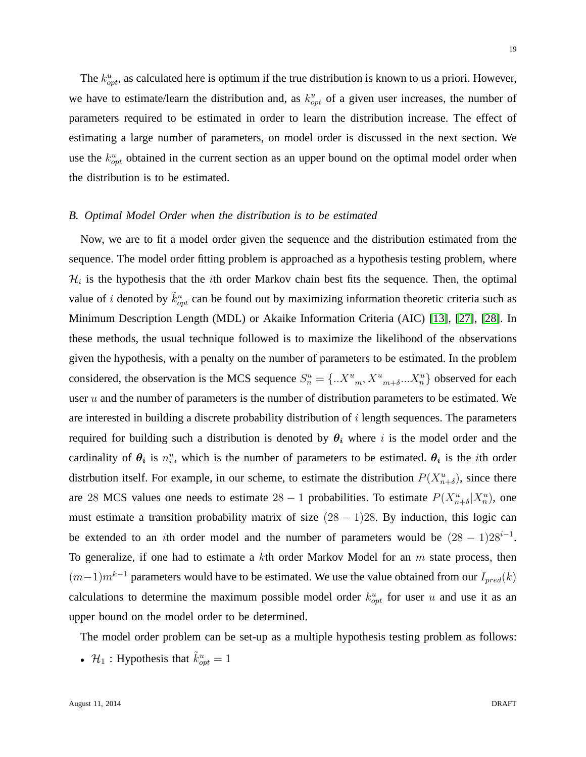The $k^u_{opt}$, as calculated here is optimum if the true distribution is known to us a priori. However, we have to estimate/learn the distribution and, as $k^u_{opt}$ of a given user increases, the number of parameters required to be estimated in order to learn the distribution increase. The effect of estimating a large number of parameters, on model order is discussed in the next section. We use the $k^u_{opt}$ obtained in the current section as an upper bound on the optimal model order when the distribution is to be estimated.

### *B. Optimal Model Order when the distribution is to be estimated*

Now, we are to fit a model order given the sequence and the distribution estimated from the sequence. The model order fitting problem is approached as a hypothesis testing problem, where $\mathcal{H}_i$ is the hypothesis that the $i$th order Markov chain best fits the sequence. Then, the optimal value of $i$ denoted by $\tilde{k}^u_{opt}$ can be found out by maximizing information theoretic criteria such as Minimum Description Length (MDL) or Akaike Information Criteria (AIC) [13], [27], [28]. In these methods, the usual technique followed is to maximize the likelihood of the observations given the hypothesis, with a penalty on the number of parameters to be estimated. In the problem considered, the observation is the MCS sequence $S^u_n = \{..{X^u}_m, {X^u}_{m+\delta}...X^u_n\}$ observed for each user $u$ and the number of parameters is the number of distribution parameters to be estimated. We are interested in building a discrete probability distribution of $i$ length sequences. The parameters required for building such a distribution is denoted by $\boldsymbol{\theta_i}$ where $i$ is the model order and the cardinality of $\boldsymbol{\theta_i}$ is $n^u_i$, which is the number of parameters to be estimated. $\boldsymbol{\theta_i}$ is the $i$th order distrbution itself. For example, in our scheme, to estimate the distribution $P(X^u_{n+\delta})$, since there are $28$ MCS values one needs to estimate $28-1$ probabilities. To estimate $P(X^u_{n+\delta}|X^u_n)$, one must estimate a transition probability matrix of size $(28-1)28$. By induction, this logic can be extended to an $i$th order model and the number of parameters would be $(28-1)28^{i-1}$. To generalize, if one had to estimate a $k$th order Markov Model for an $m$ state process, then $(m-1)m^{k-1}$ parameters would have to be estimated. We use the value obtained from our $I_{pred}(k)$ calculations to determine the maximum possible model order $k^u_{opt}$ for user $u$ and use it as an upper bound on the model order to be determined.

The model order problem can be set-up as a multiple hypothesis testing problem as follows:

- $\mathcal{H}_1$ : Hypothesis that $\tilde{k}^u_{opt} = 1$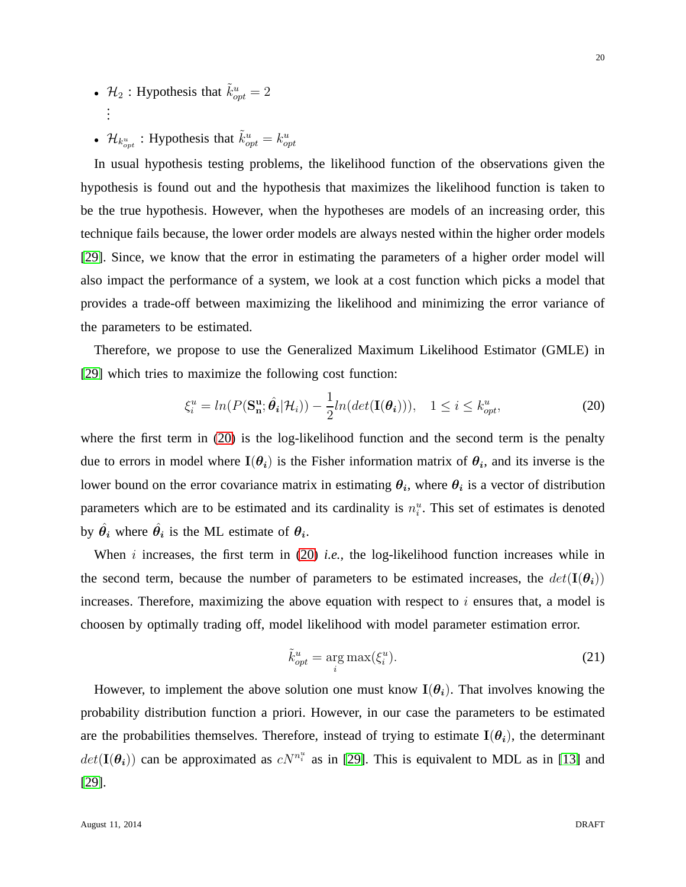- $\mathcal{H}_2$ : Hypothesis that $\tilde{k}^u_{opt} = 2$

  $\vdots$

- $\mathcal{H}_{k^u_{opt}}$ : Hypothesis that $\tilde{k}^u_{opt} = k^u_{opt}$

In usual hypothesis testing problems, the likelihood function of the observations given the hypothesis is found out and the hypothesis that maximizes the likelihood function is taken to be the true hypothesis. However, when the hypotheses are models of an increasing order, this technique fails because, the lower order models are always nested within the higher order models [29]. Since, we know that the error in estimating the parameters of a higher order model will also impact the performance of a system, we look at a cost function which picks a model that provides a trade-off between maximizing the likelihood and minimizing the error variance of the parameters to be estimated.

Therefore, we propose to use the Generalized Maximum Likelihood Estimator (GMLE) in [29] which tries to maximize the following cost function:

$$\xi^u_i = ln(P(\mathbf{S^u_n}; \hat{\boldsymbol{\theta}}_{\boldsymbol{i}}|\mathcal{H}_i)) - \frac{1}{2}ln(det(\mathbf{I}(\boldsymbol{\theta_i}))), \quad 1 \leq i \leq k^u_{opt}, \tag{20}$$

where the first term in (20) is the log-likelihood function and the second term is the penalty due to errors in model where $\mathbf{I}(\boldsymbol{\theta_i})$ is the Fisher information matrix of $\boldsymbol{\theta_i}$, and its inverse is the lower bound on the error covariance matrix in estimating $\boldsymbol{\theta_i}$, where $\boldsymbol{\theta_i}$ is a vector of distribution parameters which are to be estimated and its cardinality is $n^u_i$. This set of estimates is denoted by $\hat{\boldsymbol{\theta}}_{\boldsymbol{i}}$ where $\hat{\boldsymbol{\theta}}_{\boldsymbol{i}}$ is the ML estimate of $\boldsymbol{\theta_i}$.

When $i$ increases, the first term in (20) *i.e.*, the log-likelihood function increases while in the second term, because the number of parameters to be estimated increases, the $det(\mathbf{I}(\boldsymbol{\theta_i}))$ increases. Therefore, maximizing the above equation with respect to $i$ ensures that, a model is choosen by optimally trading off, model likelihood with model parameter estimation error.

$$\tilde{k}^u_{opt} = \arg\max_i(\xi^u_i). \tag{21}$$

However, to implement the above solution one must know $\mathbf{I}(\boldsymbol{\theta_i})$. That involves knowing the probability distribution function a priori. However, in our case the parameters to be estimated are the probabilities themselves. Therefore, instead of trying to estimate $\mathbf{I}(\boldsymbol{\theta_i})$, the determinant $det(\mathbf{I}(\boldsymbol{\theta_i}))$ can be approximated as $cN^{n^u_i}$ as in [29]. This is equivalent to MDL as in [13] and [29].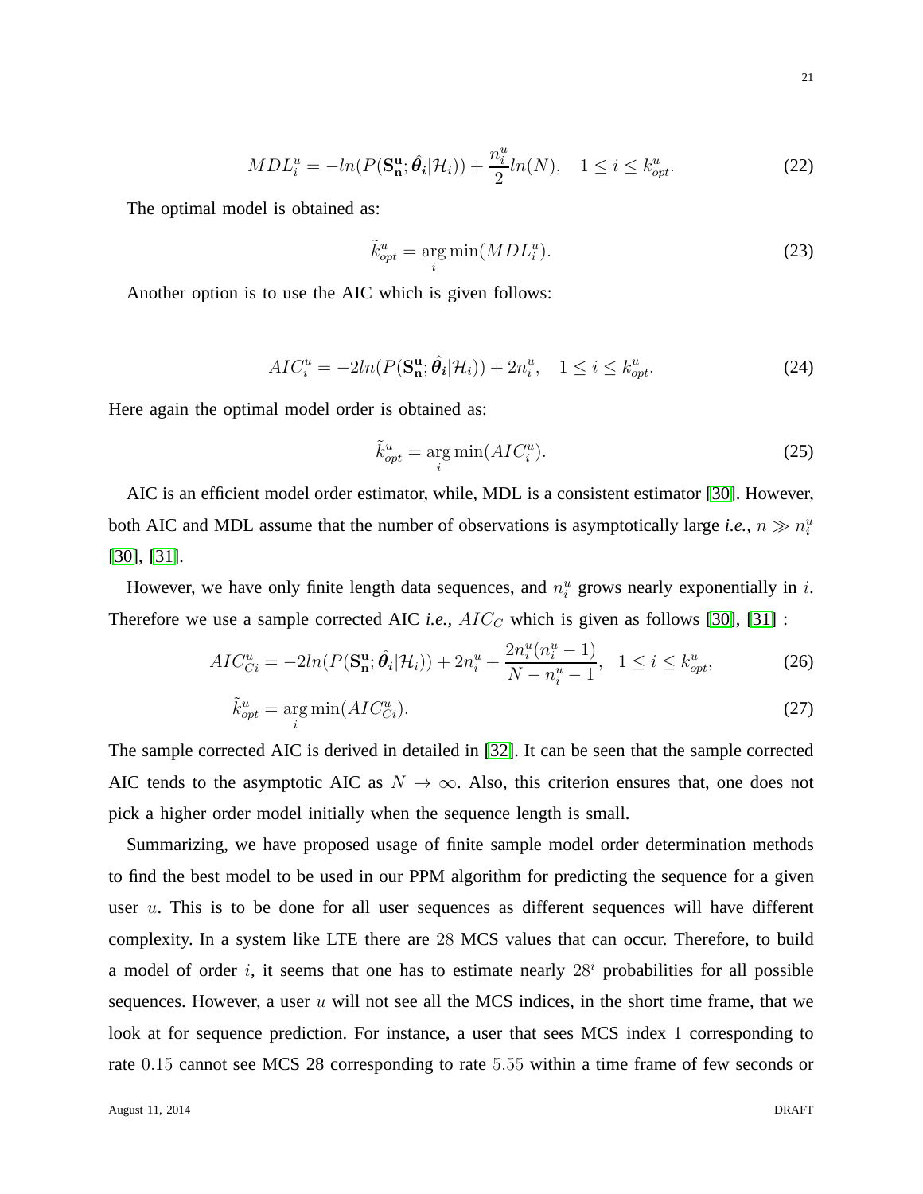$$MDL_i^u = -ln(P(\mathbf{S_n^u}; \hat{\boldsymbol{\theta}}_{\boldsymbol{i}}|\mathcal{H}_i)) + \frac{n_i^u}{2}ln(N), \quad 1 \le i \le k_{opt}^u. \tag{22}$$

The optimal model is obtained as:

$$\tilde{k}_{opt}^u = \arg\min_i(MDL_i^u). \tag{23}$$

Another option is to use the AIC which is given follows:

$$AIC_i^u = -2ln(P(\mathbf{S_n^u}; \hat{\boldsymbol{\theta}}_{\boldsymbol{i}}|\mathcal{H}_i)) + 2n_i^u, \quad 1 \le i \le k_{opt}^u. \tag{24}$$

Here again the optimal model order is obtained as:

$$\tilde{k}_{opt}^u = \arg\min_i(AIC_i^u). \tag{25}$$

AIC is an efficient model order estimator, while, MDL is a consistent estimator [30]. However, both AIC and MDL assume that the number of observations is asymptotically large *i.e.,* $n \gg n_i^u$ [30], [31].

However, we have only finite length data sequences, and $n_i^u$ grows nearly exponentially in $i$. Therefore we use a sample corrected AIC *i.e.,* $AIC_C$ which is given as follows [30], [31] :

$$AIC_{Ci}^u = -2ln(P(\mathbf{S_n^u}; \hat{\boldsymbol{\theta}}_{\boldsymbol{i}}|\mathcal{H}_i)) + 2n_i^u + \frac{2n_i^u(n_i^u - 1)}{N - n_i^u - 1}, \quad 1 \le i \le k_{opt}^u, \tag{26}$$

$$\tilde{k}_{opt}^u = \arg\min_i(AIC_{Ci}^u). \tag{27}$$

The sample corrected AIC is derived in detailed in [32]. It can be seen that the sample corrected AIC tends to the asymptotic AIC as $N \to \infty$. Also, this criterion ensures that, one does not pick a higher order model initially when the sequence length is small.

Summarizing, we have proposed usage of finite sample model order determination methods to find the best model to be used in our PPM algorithm for predicting the sequence for a given user $u$. This is to be done for all user sequences as different sequences will have different complexity. In a system like LTE there are $28$ MCS values that can occur. Therefore, to build a model of order $i$, it seems that one has to estimate nearly $28^i$ probabilities for all possible sequences. However, a user $u$ will not see all the MCS indices, in the short time frame, that we look at for sequence prediction. For instance, a user that sees MCS index $1$ corresponding to rate $0.15$ cannot see MCS 28 corresponding to rate $5.55$ within a time frame of few seconds or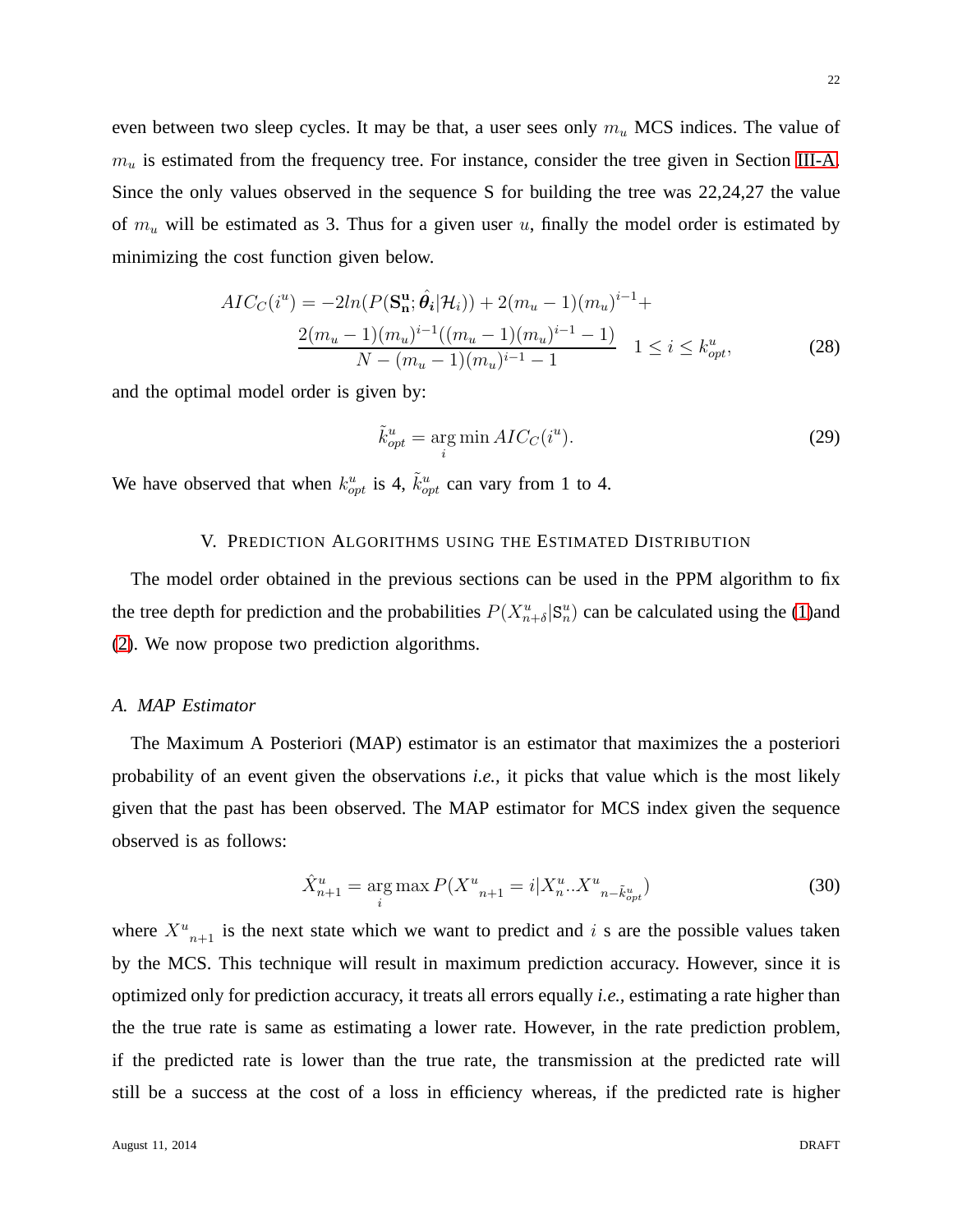even between two sleep cycles. It may be that, a user sees only $m_u$ MCS indices. The value of $m_u$ is estimated from the frequency tree. For instance, consider the tree given in Section III-A. Since the only values observed in the sequence S for building the tree was 22,24,27 the value of $m_u$ will be estimated as 3. Thus for a given user $u$, finally the model order is estimated by minimizing the cost function given below.

$$AIC_C(i^u) = -2ln(P(\mathbf{S^u_n}; \hat{\boldsymbol{\theta}}_{\boldsymbol{i}}|\mathcal{H}_i)) + 2(m_u - 1)(m_u)^{i-1} + \frac{2(m_u - 1)(m_u)^{i-1}((m_u - 1)(m_u)^{i-1} - 1)}{N - (m_u - 1)(m_u)^{i-1} - 1} \quad 1 \leq i \leq k^u_{opt}, \tag{28}$$

and the optimal model order is given by:

$$\tilde{k}^u_{opt} = \arg\min_i AIC_C(i^u). \tag{29}$$

We have observed that when $k^u_{opt}$ is 4, $\tilde{k}^u_{opt}$ can vary from 1 to 4.

## V. Prediction Algorithms using the Estimated Distribution

The model order obtained in the previous sections can be used in the PPM algorithm to fix the tree depth for prediction and the probabilities $P(X^u_{n+\delta}|\mathtt{S}^u_n)$ can be calculated using the (1)and (2). We now propose two prediction algorithms.

### A. MAP Estimator

The Maximum A Posteriori (MAP) estimator is an estimator that maximizes the a posteriori probability of an event given the observations *i.e.,* it picks that value which is the most likely given that the past has been observed. The MAP estimator for MCS index given the sequence observed is as follows:

$$\hat{X}^u_{n+1} = \arg\max_i P({X^u}_{n+1} = i|X^u_n..{X^u}_{n-\tilde{k}^u_{opt}}) \tag{30}$$

where ${X^u}_{n+1}$ is the next state which we want to predict and $i$ s are the possible values taken by the MCS. This technique will result in maximum prediction accuracy. However, since it is optimized only for prediction accuracy, it treats all errors equally *i.e.,* estimating a rate higher than the the true rate is same as estimating a lower rate. However, in the rate prediction problem, if the predicted rate is lower than the true rate, the transmission at the predicted rate will still be a success at the cost of a loss in efficiency whereas, if the predicted rate is higher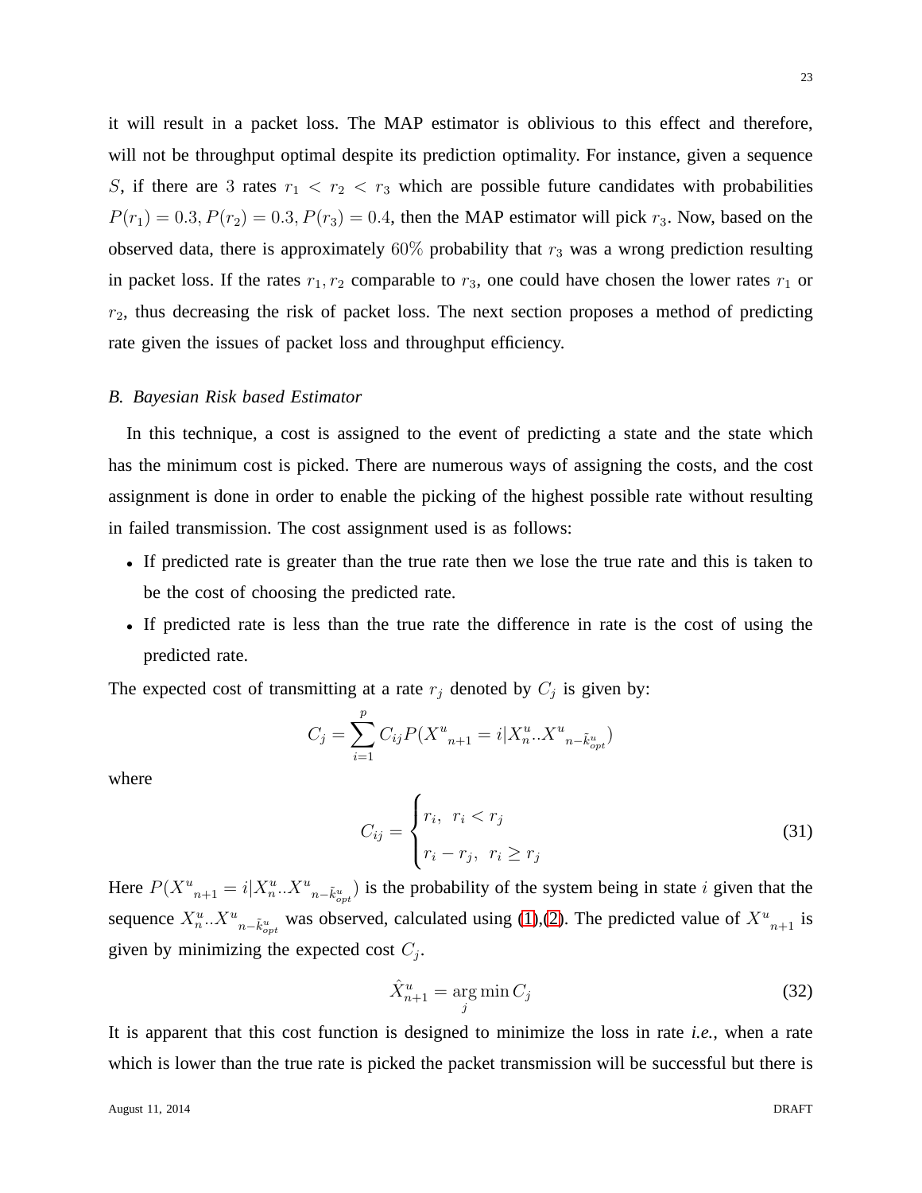it will result in a packet loss. The MAP estimator is oblivious to this effect and therefore, will not be throughput optimal despite its prediction optimality. For instance, given a sequence $S$, if there are 3 rates $r_1 < r_2 < r_3$ which are possible future candidates with probabilities $P(r_1) = 0.3, P(r_2) = 0.3, P(r_3) = 0.4$, then the MAP estimator will pick $r_3$. Now, based on the observed data, there is approximately $60\%$ probability that $r_3$ was a wrong prediction resulting in packet loss. If the rates $r_1, r_2$ comparable to $r_3$, one could have chosen the lower rates $r_1$ or $r_2$, thus decreasing the risk of packet loss. The next section proposes a method of predicting rate given the issues of packet loss and throughput efficiency.

### *B. Bayesian Risk based Estimator*

In this technique, a cost is assigned to the event of predicting a state and the state which has the minimum cost is picked. There are numerous ways of assigning the costs, and the cost assignment is done in order to enable the picking of the highest possible rate without resulting in failed transmission. The cost assignment used is as follows:

- If predicted rate is greater than the true rate then we lose the true rate and this is taken to be the cost of choosing the predicted rate.
- If predicted rate is less than the true rate the difference in rate is the cost of using the predicted rate.

The expected cost of transmitting at a rate $r_j$ denoted by $C_j$ is given by:

$$C_j = \sum_{i=1}^{p} C_{ij} P({X^u}_{n+1} = i | X_n^u .. {X^u}_{n-\tilde{k}_{opt}^u})$$

where

$$C_{ij} = \begin{cases} r_i, & r_i < r_j \\ r_i - r_j, & r_i \geq r_j \end{cases} \tag{31}$$

Here $P({X^u}_{n+1} = i | X_n^u .. {X^u}_{n-\tilde{k}_{opt}^u})$ is the probability of the system being in state $i$ given that the sequence $X_n^u .. {X^u}_{n-\tilde{k}_{opt}^u}$ was observed, calculated using (1),(2). The predicted value of ${X^u}_{n+1}$ is given by minimizing the expected cost $C_j$.

$$\hat{X}_{n+1}^u = \arg\min_j C_j \tag{32}$$

It is apparent that this cost function is designed to minimize the loss in rate *i.e.*, when a rate which is lower than the true rate is picked the packet transmission will be successful but there is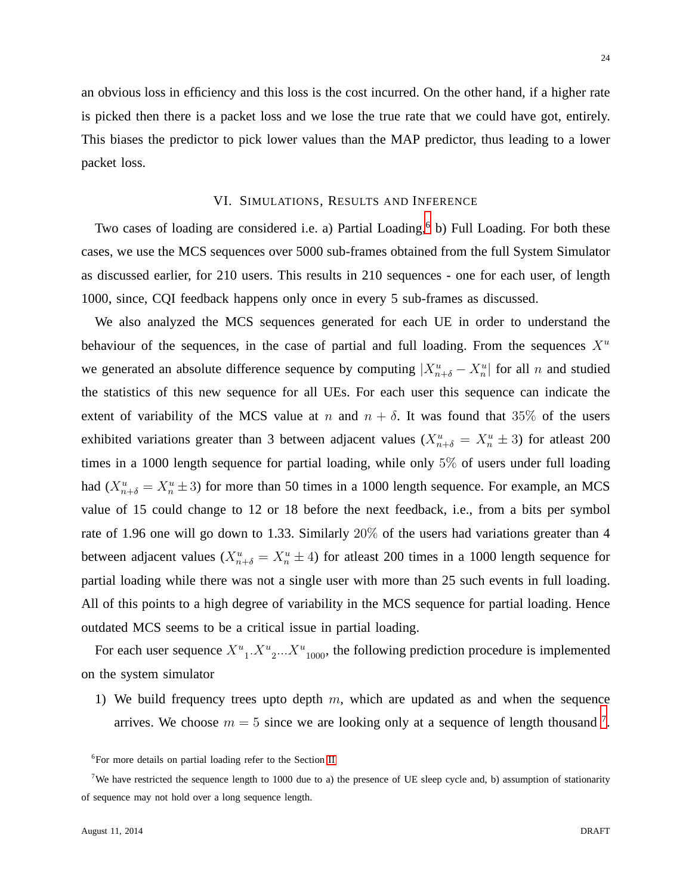an obvious loss in efficiency and this loss is the cost incurred. On the other hand, if a higher rate is picked then there is a packet loss and we lose the true rate that we could have got, entirely. This biases the predictor to pick lower values than the MAP predictor, thus leading to a lower packet loss.

## VI. Simulations, Results and Inference

Two cases of loading are considered i.e. a) Partial Loading,[6] b) Full Loading. For both these cases, we use the MCS sequences over 5000 sub-frames obtained from the full System Simulator as discussed earlier, for 210 users. This results in 210 sequences - one for each user, of length 1000, since, CQI feedback happens only once in every 5 sub-frames as discussed.

We also analyzed the MCS sequences generated for each UE in order to understand the behaviour of the sequences, in the case of partial and full loading. From the sequences $X^u$ we generated an absolute difference sequence by computing $|X^u_{n+\delta} - X^u_n|$ for all $n$ and studied the statistics of this new sequence for all UEs. For each user this sequence can indicate the extent of variability of the MCS value at $n$ and $n + \delta$. It was found that $35\%$ of the users exhibited variations greater than 3 between adjacent values ($X^u_{n+\delta} = X^u_n \pm 3$) for atleast 200 times in a 1000 length sequence for partial loading, while only $5\%$ of users under full loading had ($X^u_{n+\delta} = X^u_n \pm 3$) for more than 50 times in a 1000 length sequence. For example, an MCS value of 15 could change to 12 or 18 before the next feedback, i.e., from a bits per symbol rate of 1.96 one will go down to 1.33. Similarly $20\%$ of the users had variations greater than 4 between adjacent values ($X^u_{n+\delta} = X^u_n \pm 4$) for atleast 200 times in a 1000 length sequence for partial loading while there was not a single user with more than 25 such events in full loading. All of this points to a high degree of variability in the MCS sequence for partial loading. Hence outdated MCS seems to be a critical issue in partial loading.

For each user sequence ${X^u}_1.{X^u}_2...{X^u}_{1000}$, the following prediction procedure is implemented on the system simulator

1) We build frequency trees upto depth $m$, which are updated as and when the sequence arrives. We choose $m = 5$ since we are looking only at a sequence of length thousand [7].

[6] For more details on partial loading refer to the Section II

[7] We have restricted the sequence length to 1000 due to a) the presence of UE sleep cycle and, b) assumption of stationarity of sequence may not hold over a long sequence length.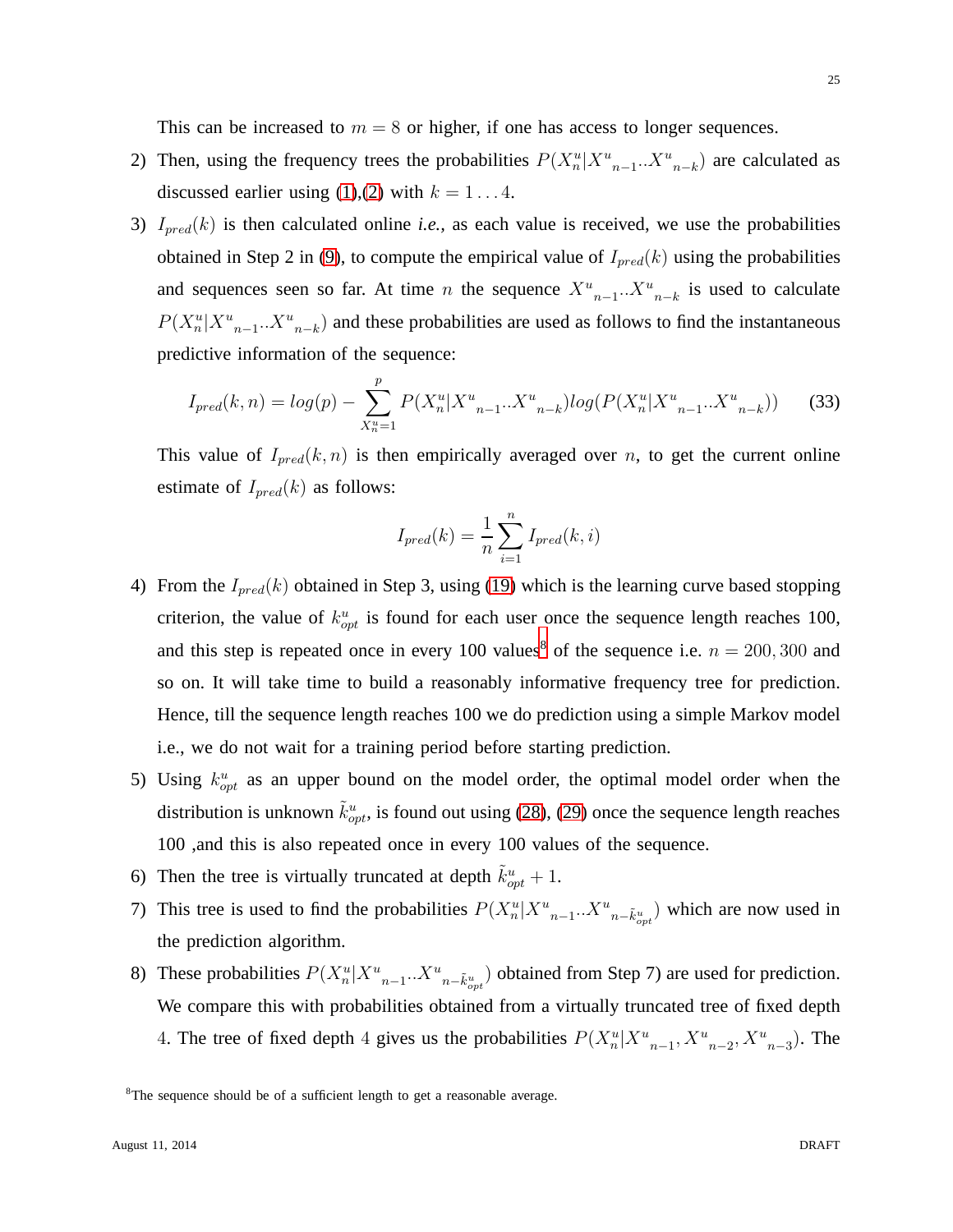This can be increased to $m = 8$ or higher, if one has access to longer sequences.

2) Then, using the frequency trees the probabilities $P(X^u_n|X^u{}_{n-1}..X^u{}_{n-k})$ are calculated as discussed earlier using (1),(2) with $k = 1 \ldots 4$.

3) $I_{pred}(k)$ is then calculated online *i.e.,* as each value is received, we use the probabilities obtained in Step 2 in (9), to compute the empirical value of $I_{pred}(k)$ using the probabilities and sequences seen so far. At time $n$ the sequence $X^u{}_{n-1}..X^u{}_{n-k}$ is used to calculate $P(X^u_n|X^u{}_{n-1}..X^u{}_{n-k})$ and these probabilities are used as follows to find the instantaneous predictive information of the sequence:

$$I_{pred}(k,n) = log(p) - \sum_{X^u_n=1}^{p} P(X^u_n|X^u{}_{n-1}..X^u{}_{n-k}) log(P(X^u_n|X^u{}_{n-1}..X^u{}_{n-k})) \tag{33}$$

This value of $I_{pred}(k,n)$ is then empirically averaged over $n$, to get the current online estimate of $I_{pred}(k)$ as follows:

$$I_{pred}(k) = \frac{1}{n}\sum_{i=1}^{n} I_{pred}(k,i)$$

4) From the $I_{pred}(k)$ obtained in Step 3, using (19) which is the learning curve based stopping criterion, the value of $k^u_{opt}$ is found for each user once the sequence length reaches 100, and this step is repeated once in every 100 values[8] of the sequence i.e. $n = 200, 300$ and so on. It will take time to build a reasonably informative frequency tree for prediction. Hence, till the sequence length reaches 100 we do prediction using a simple Markov model i.e., we do not wait for a training period before starting prediction.

5) Using $k^u_{opt}$ as an upper bound on the model order, the optimal model order when the distribution is unknown $\tilde{k}^u_{opt}$, is found out using (28), (29) once the sequence length reaches 100 ,and this is also repeated once in every 100 values of the sequence.

6) Then the tree is virtually truncated at depth $\tilde{k}^u_{opt} + 1$.

7) This tree is used to find the probabilities $P(X^u_n|X^u{}_{n-1}..X^u{}_{n-\tilde{k}^u_{opt}})$ which are now used in the prediction algorithm.

8) These probabilities $P(X^u_n|X^u{}_{n-1}..X^u{}_{n-\tilde{k}^u_{opt}})$ obtained from Step 7) are used for prediction. We compare this with probabilities obtained from a virtually truncated tree of fixed depth $4$. The tree of fixed depth $4$ gives us the probabilities $P(X^u_n|X^u{}_{n-1}, X^u{}_{n-2}, X^u{}_{n-3})$. The

[8]The sequence should be of a sufficient length to get a reasonable average.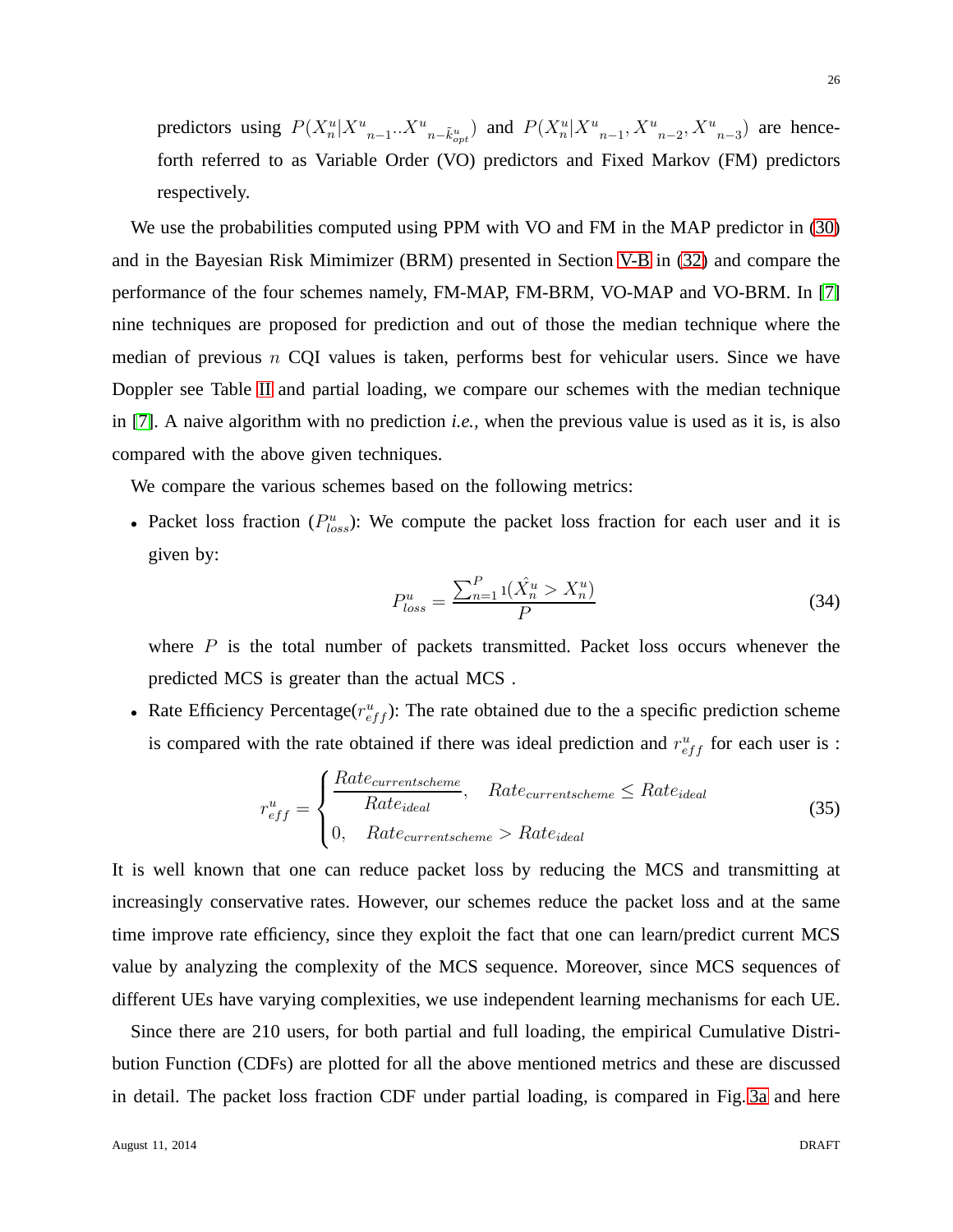predictors using $P(X^u_n | X^u{}_{n-1} .. X^u{}_{n-\tilde{k}^u_{opt}})$ and $P(X^u_n | X^u{}_{n-1}, X^u{}_{n-2}, X^u{}_{n-3})$ are henceforth referred to as Variable Order (VO) predictors and Fixed Markov (FM) predictors respectively.

We use the probabilities computed using PPM with VO and FM in the MAP predictor in (30) and in the Bayesian Risk Mimimizer (BRM) presented in Section V-B in (32) and compare the performance of the four schemes namely, FM-MAP, FM-BRM, VO-MAP and VO-BRM. In [7] nine techniques are proposed for prediction and out of those the median technique where the median of previous $n$ CQI values is taken, performs best for vehicular users. Since we have Doppler see Table II and partial loading, we compare our schemes with the median technique in [7]. A naive algorithm with no prediction *i.e.,* when the previous value is used as it is, is also compared with the above given techniques.

We compare the various schemes based on the following metrics:

- Packet loss fraction ($P^u_{loss}$): We compute the packet loss fraction for each user and it is given by:

$$P^u_{loss} = \frac{\sum_{n=1}^{P} 1(\hat{X}^u_n > X^u_n)}{P} \tag{34}$$

  where $P$ is the total number of packets transmitted. Packet loss occurs whenever the predicted MCS is greater than the actual MCS .

- Rate Efficiency Percentage($r^u_{eff}$): The rate obtained due to the a specific prediction scheme is compared with the rate obtained if there was ideal prediction and $r^u_{eff}$ for each user is :

$$r^u_{eff} = \begin{cases} \dfrac{Rate_{currentscheme}}{Rate_{ideal}}, & Rate_{currentscheme} \leq Rate_{ideal} \\ 0, & Rate_{currentscheme} > Rate_{ideal} \end{cases} \tag{35}$$

It is well known that one can reduce packet loss by reducing the MCS and transmitting at increasingly conservative rates. However, our schemes reduce the packet loss and at the same time improve rate efficiency, since they exploit the fact that one can learn/predict current MCS value by analyzing the complexity of the MCS sequence. Moreover, since MCS sequences of different UEs have varying complexities, we use independent learning mechanisms for each UE.

Since there are 210 users, for both partial and full loading, the empirical Cumulative Distribution Function (CDFs) are plotted for all the above mentioned metrics and these are discussed in detail. The packet loss fraction CDF under partial loading, is compared in Fig. 3a and here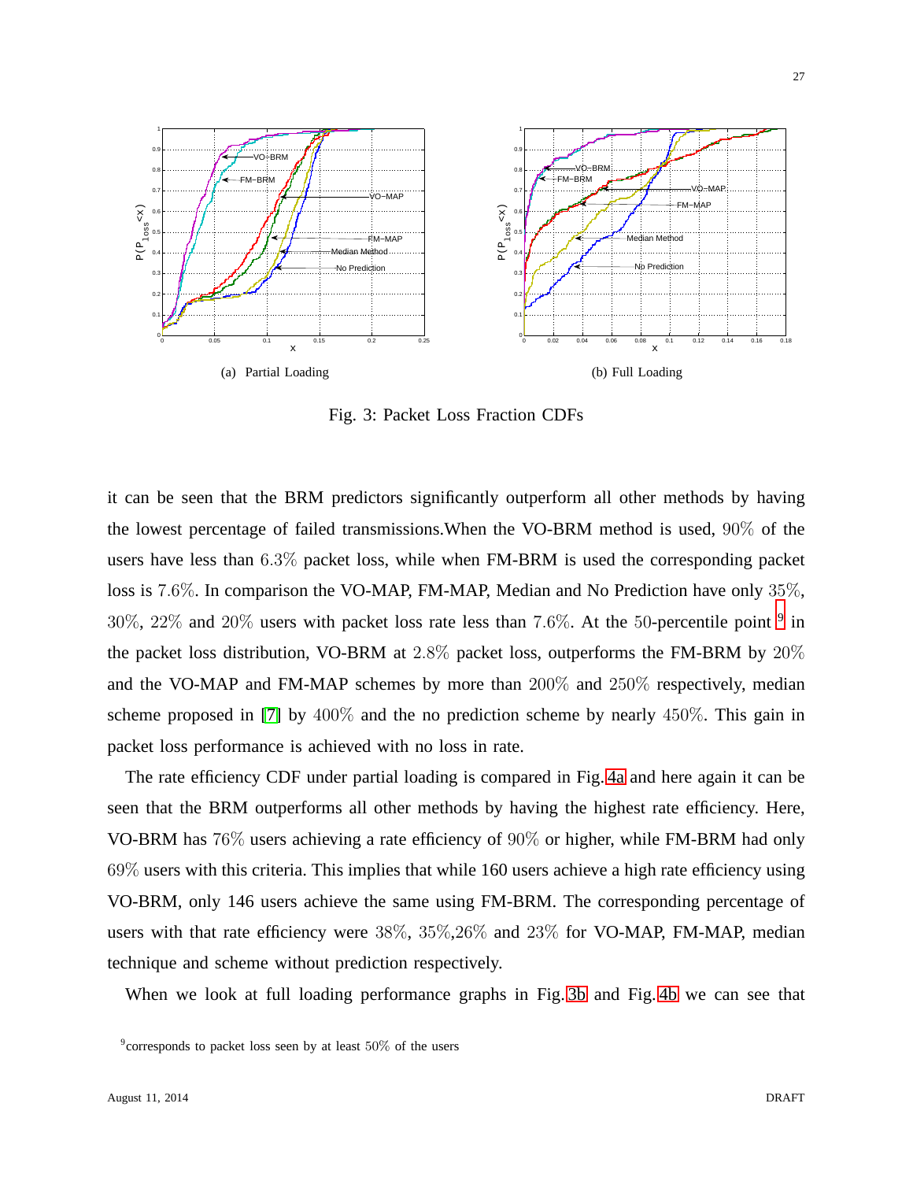(a) Partial Loading

(b) Full Loading

Fig. 3: Packet Loss Fraction CDFs

it can be seen that the BRM predictors significantly outperform all other methods by having the lowest percentage of failed transmissions.When the VO-BRM method is used, $90\%$ of the users have less than $6.3\%$ packet loss, while when FM-BRM is used the corresponding packet loss is $7.6\%$. In comparison the VO-MAP, FM-MAP, Median and No Prediction have only $35\%$, $30\%$, $22\%$ and $20\%$ users with packet loss rate less than $7.6\%$. At the $50$-percentile point [9] in the packet loss distribution, VO-BRM at $2.8\%$ packet loss, outperforms the FM-BRM by $20\%$ and the VO-MAP and FM-MAP schemes by more than $200\%$ and $250\%$ respectively, median scheme proposed in [7] by $400\%$ and the no prediction scheme by nearly $450\%$. This gain in packet loss performance is achieved with no loss in rate.

The rate efficiency CDF under partial loading is compared in Fig. 4a and here again it can be seen that the BRM outperforms all other methods by having the highest rate efficiency. Here, VO-BRM has $76\%$ users achieving a rate efficiency of $90\%$ or higher, while FM-BRM had only $69\%$ users with this criteria. This implies that while 160 users achieve a high rate efficiency using VO-BRM, only 146 users achieve the same using FM-BRM. The corresponding percentage of users with that rate efficiency were $38\%$, $35\%$,$26\%$ and $23\%$ for VO-MAP, FM-MAP, median technique and scheme without prediction respectively.

When we look at full loading performance graphs in Fig. 3b and Fig. 4b we can see that

[9] corresponds to packet loss seen by at least $50\%$ of the users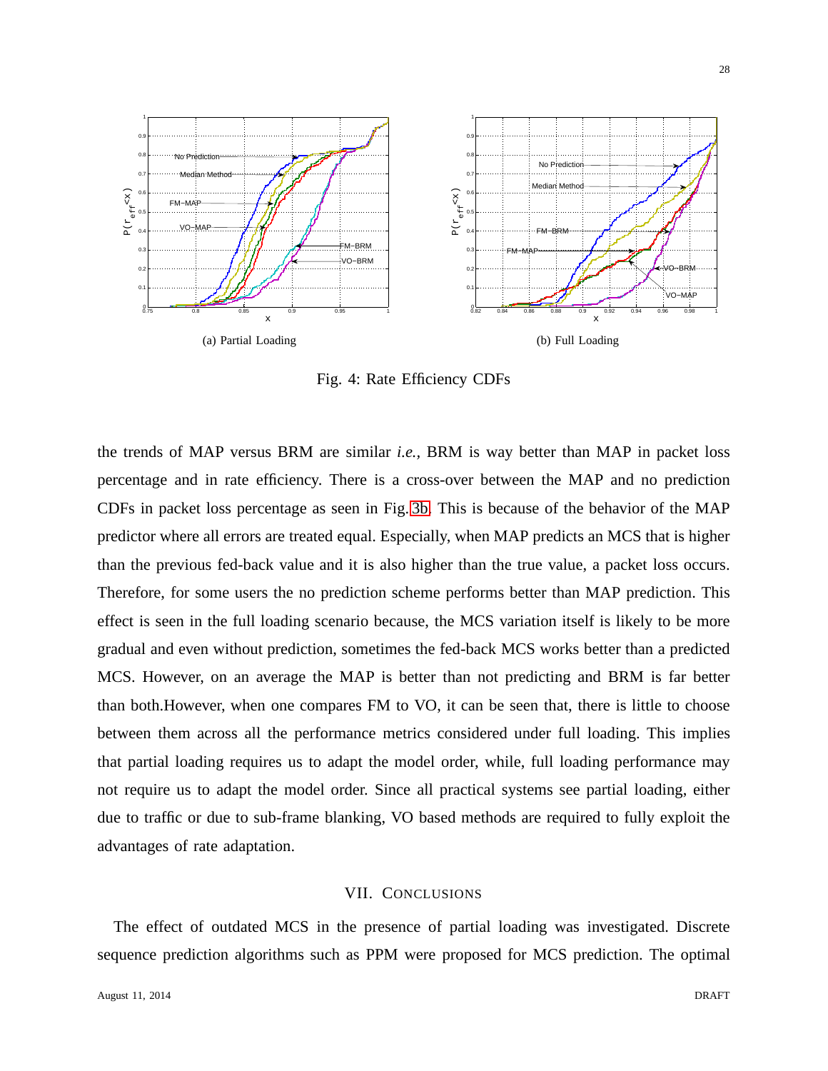(a) Partial Loading

(b) Full Loading

Fig. 4: Rate Efficiency CDFs

the trends of MAP versus BRM are similar *i.e.,* BRM is way better than MAP in packet loss percentage and in rate efficiency. There is a cross-over between the MAP and no prediction CDFs in packet loss percentage as seen in Fig. 3b. This is because of the behavior of the MAP predictor where all errors are treated equal. Especially, when MAP predicts an MCS that is higher than the previous fed-back value and it is also higher than the true value, a packet loss occurs. Therefore, for some users the no prediction scheme performs better than MAP prediction. This effect is seen in the full loading scenario because, the MCS variation itself is likely to be more gradual and even without prediction, sometimes the fed-back MCS works better than a predicted MCS. However, on an average the MAP is better than not predicting and BRM is far better than both.However, when one compares FM to VO, it can be seen that, there is little to choose between them across all the performance metrics considered under full loading. This implies that partial loading requires us to adapt the model order, while, full loading performance may not require us to adapt the model order. Since all practical systems see partial loading, either due to traffic or due to sub-frame blanking, VO based methods are required to fully exploit the advantages of rate adaptation.

## VII. Conclusions

The effect of outdated MCS in the presence of partial loading was investigated. Discrete sequence prediction algorithms such as PPM were proposed for MCS prediction. The optimal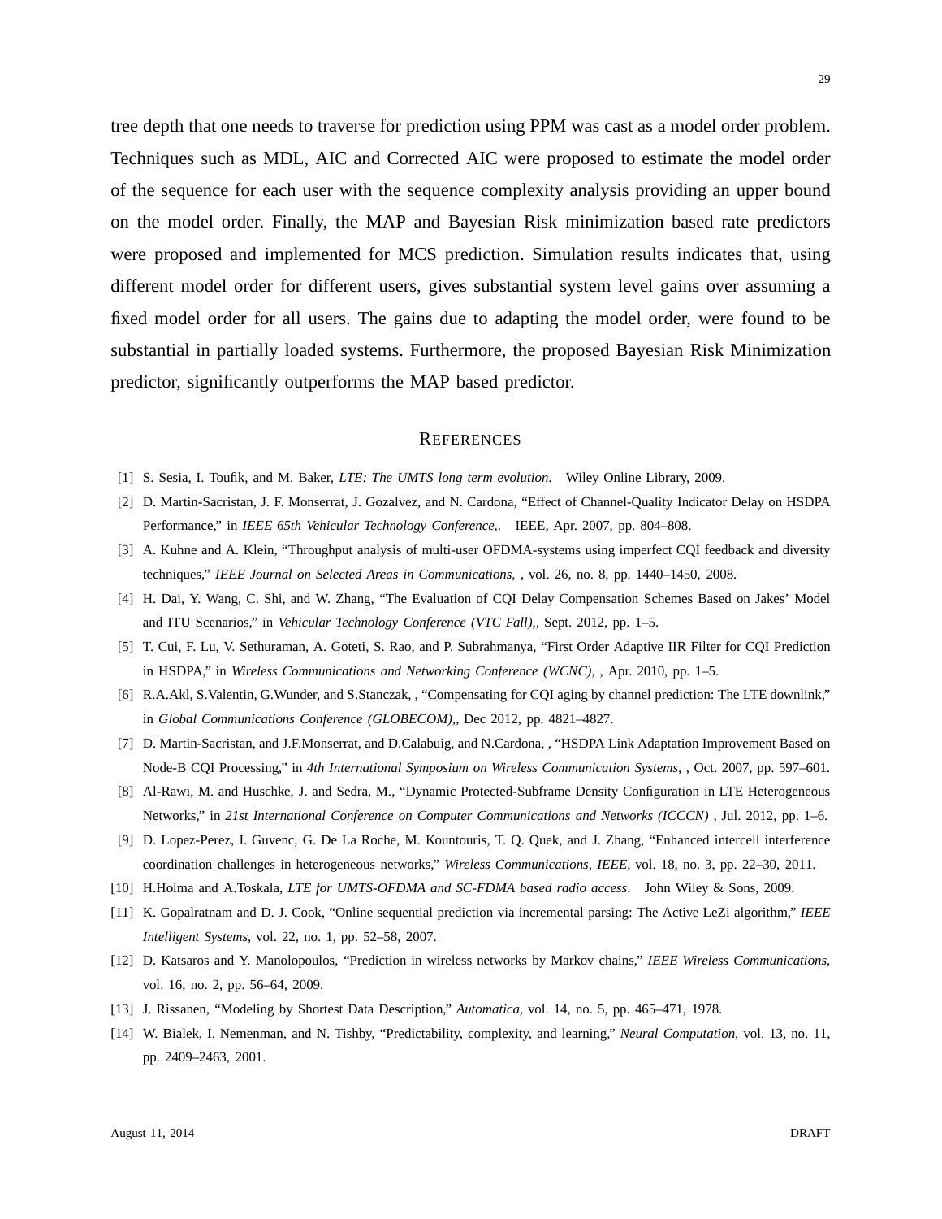tree depth that one needs to traverse for prediction using PPM was cast as a model order problem. Techniques such as MDL, AIC and Corrected AIC were proposed to estimate the model order of the sequence for each user with the sequence complexity analysis providing an upper bound on the model order. Finally, the MAP and Bayesian Risk minimization based rate predictors were proposed and implemented for MCS prediction. Simulation results indicates that, using different model order for different users, gives substantial system level gains over assuming a fixed model order for all users. The gains due to adapting the model order, were found to be substantial in partially loaded systems. Furthermore, the proposed Bayesian Risk Minimization predictor, significantly outperforms the MAP based predictor.

## References

[1] S. Sesia, I. Toufik, and M. Baker, *LTE: The UMTS long term evolution.* Wiley Online Library, 2009.

[2] D. Martin-Sacristan, J. F. Monserrat, J. Gozalvez, and N. Cardona, "Effect of Channel-Quality Indicator Delay on HSDPA Performance," in *IEEE 65th Vehicular Technology Conference,*. IEEE, Apr. 2007, pp. 804–808.

[3] A. Kuhne and A. Klein, "Throughput analysis of multi-user OFDMA-systems using imperfect CQI feedback and diversity techniques," *IEEE Journal on Selected Areas in Communications,* , vol. 26, no. 8, pp. 1440–1450, 2008.

[4] H. Dai, Y. Wang, C. Shi, and W. Zhang, "The Evaluation of CQI Delay Compensation Schemes Based on Jakes' Model and ITU Scenarios," in *Vehicular Technology Conference (VTC Fall),*, Sept. 2012, pp. 1–5.

[5] T. Cui, F. Lu, V. Sethuraman, A. Goteti, S. Rao, and P. Subrahmanya, "First Order Adaptive IIR Filter for CQI Prediction in HSDPA," in *Wireless Communications and Networking Conference (WCNC),* , Apr. 2010, pp. 1–5.

[6] R.A.Akl, S.Valentin, G.Wunder, and S.Stanczak, , "Compensating for CQI aging by channel prediction: The LTE downlink," in *Global Communications Conference (GLOBECOM),*, Dec 2012, pp. 4821–4827.

[7] D. Martin-Sacristan, and J.F.Monserrat, and D.Calabuig, and N.Cardona, , "HSDPA Link Adaptation Improvement Based on Node-B CQI Processing," in *4th International Symposium on Wireless Communication Systems,* , Oct. 2007, pp. 597–601.

[8] Al-Rawi, M. and Huschke, J. and Sedra, M., "Dynamic Protected-Subframe Density Configuration in LTE Heterogeneous Networks," in *21st International Conference on Computer Communications and Networks (ICCCN)* , Jul. 2012, pp. 1–6.

[9] D. Lopez-Perez, I. Guvenc, G. De La Roche, M. Kountouris, T. Q. Quek, and J. Zhang, "Enhanced intercell interference coordination challenges in heterogeneous networks," *Wireless Communications, IEEE*, vol. 18, no. 3, pp. 22–30, 2011.

[10] H.Holma and A.Toskala, *LTE for UMTS-OFDMA and SC-FDMA based radio access*. John Wiley & Sons, 2009.

[11] K. Gopalratnam and D. J. Cook, "Online sequential prediction via incremental parsing: The Active LeZi algorithm," *IEEE Intelligent Systems*, vol. 22, no. 1, pp. 52–58, 2007.

[12] D. Katsaros and Y. Manolopoulos, "Prediction in wireless networks by Markov chains," *IEEE Wireless Communications*, vol. 16, no. 2, pp. 56–64, 2009.

[13] J. Rissanen, "Modeling by Shortest Data Description," *Automatica*, vol. 14, no. 5, pp. 465–471, 1978.

[14] W. Bialek, I. Nemenman, and N. Tishby, "Predictability, complexity, and learning," *Neural Computation*, vol. 13, no. 11, pp. 2409–2463, 2001.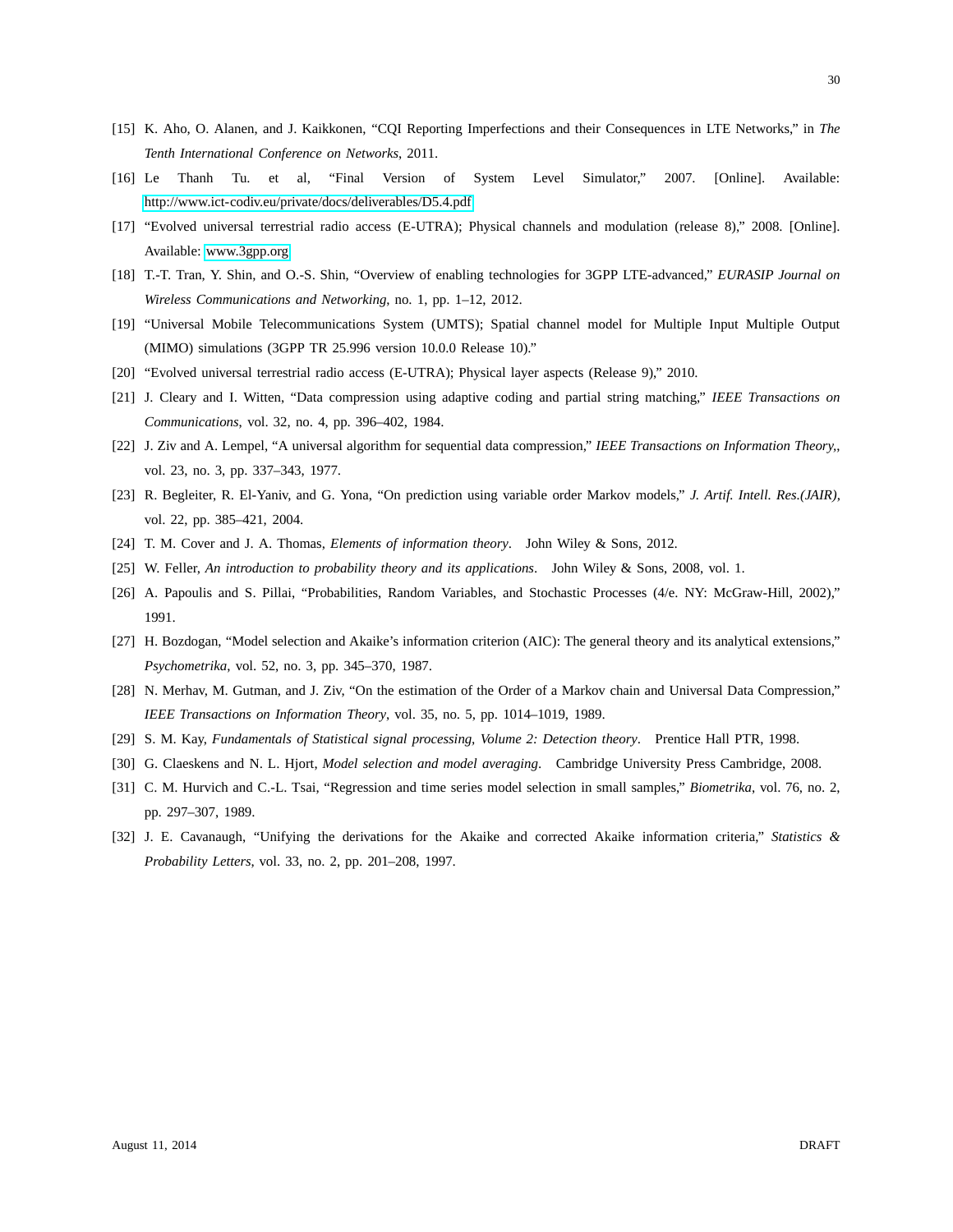[15] K. Aho, O. Alanen, and J. Kaikkonen, "CQI Reporting Imperfections and their Consequences in LTE Networks," in *The Tenth International Conference on Networks*, 2011.

[16] Le Thanh Tu. et al, "Final Version of System Level Simulator," 2007. [Online]. Available: http://www.ict-codiv.eu/private/docs/deliverables/D5.4.pdf

[17] "Evolved universal terrestrial radio access (E-UTRA); Physical channels and modulation (release 8)," 2008. [Online]. Available: www.3gpp.org

[18] T.-T. Tran, Y. Shin, and O.-S. Shin, "Overview of enabling technologies for 3GPP LTE-advanced," *EURASIP Journal on Wireless Communications and Networking*, no. 1, pp. 1–12, 2012.

[19] "Universal Mobile Telecommunications System (UMTS); Spatial channel model for Multiple Input Multiple Output (MIMO) simulations (3GPP TR 25.996 version 10.0.0 Release 10)."

[20] "Evolved universal terrestrial radio access (E-UTRA); Physical layer aspects (Release 9)," 2010.

[21] J. Cleary and I. Witten, "Data compression using adaptive coding and partial string matching," *IEEE Transactions on Communications*, vol. 32, no. 4, pp. 396–402, 1984.

[22] J. Ziv and A. Lempel, "A universal algorithm for sequential data compression," *IEEE Transactions on Information Theory,*, vol. 23, no. 3, pp. 337–343, 1977.

[23] R. Begleiter, R. El-Yaniv, and G. Yona, "On prediction using variable order Markov models," *J. Artif. Intell. Res.(JAIR)*, vol. 22, pp. 385–421, 2004.

[24] T. M. Cover and J. A. Thomas, *Elements of information theory*. John Wiley & Sons, 2012.

[25] W. Feller, *An introduction to probability theory and its applications*. John Wiley & Sons, 2008, vol. 1.

[26] A. Papoulis and S. Pillai, "Probabilities, Random Variables, and Stochastic Processes (4/e. NY: McGraw-Hill, 2002)," 1991.

[27] H. Bozdogan, "Model selection and Akaike's information criterion (AIC): The general theory and its analytical extensions," *Psychometrika*, vol. 52, no. 3, pp. 345–370, 1987.

[28] N. Merhav, M. Gutman, and J. Ziv, "On the estimation of the Order of a Markov chain and Universal Data Compression," *IEEE Transactions on Information Theory*, vol. 35, no. 5, pp. 1014–1019, 1989.

[29] S. M. Kay, *Fundamentals of Statistical signal processing, Volume 2: Detection theory*. Prentice Hall PTR, 1998.

[30] G. Claeskens and N. L. Hjort, *Model selection and model averaging*. Cambridge University Press Cambridge, 2008.

[31] C. M. Hurvich and C.-L. Tsai, "Regression and time series model selection in small samples," *Biometrika*, vol. 76, no. 2, pp. 297–307, 1989.

[32] J. E. Cavanaugh, "Unifying the derivations for the Akaike and corrected Akaike information criteria," *Statistics & Probability Letters*, vol. 33, no. 2, pp. 201–208, 1997.